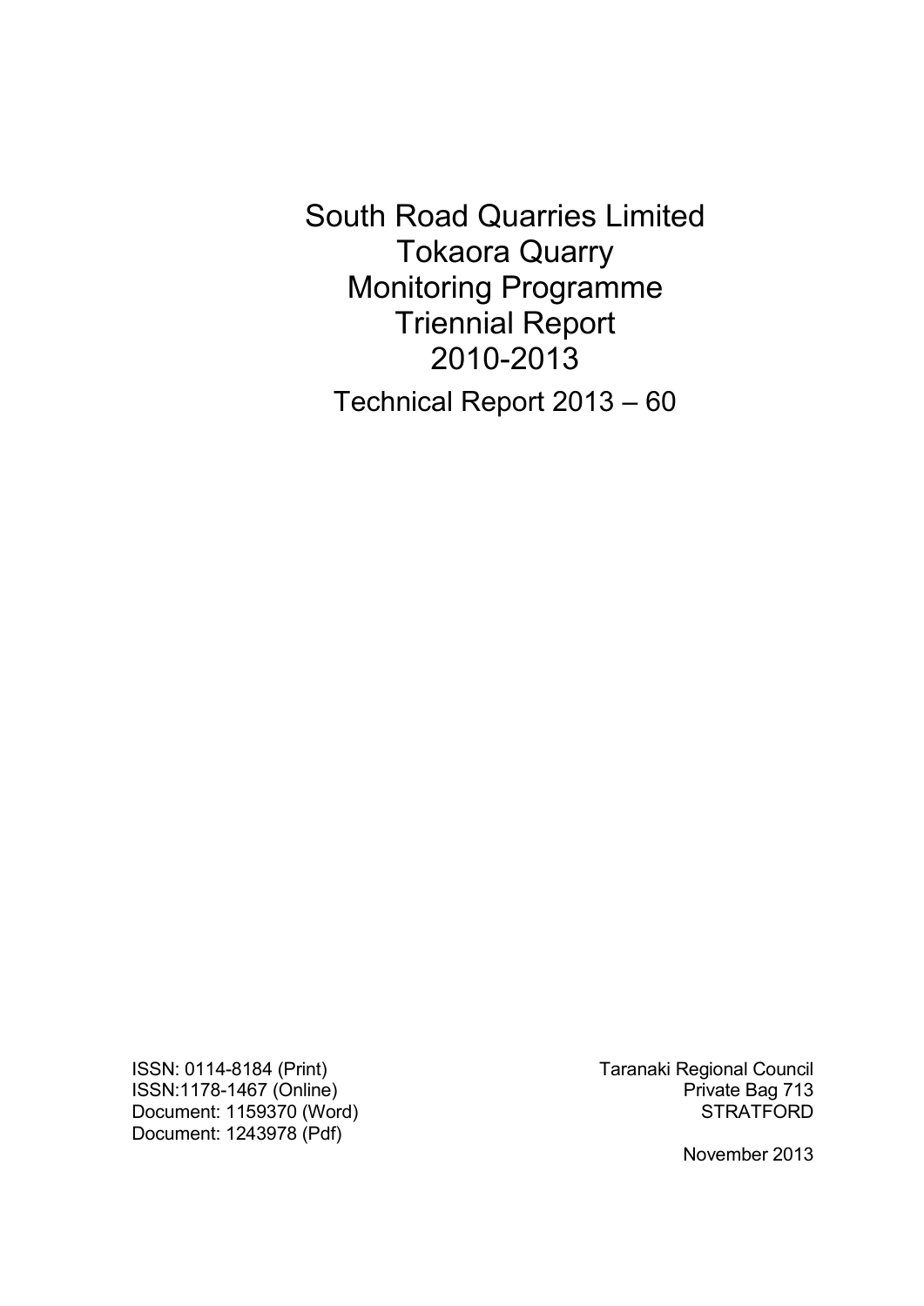# South Road Quarries Limited
# Tokaora Quarry
# Monitoring Programme
# Triennial Report
# 2010-2013

## Technical Report 2013 – 60

ISSN: 0114-8184 (Print)
ISSN:1178-1467 (Online)
Document: 1159370 (Word)
Document: 1243978 (Pdf)

Taranaki Regional Council
Private Bag 713
STRATFORD

November 2013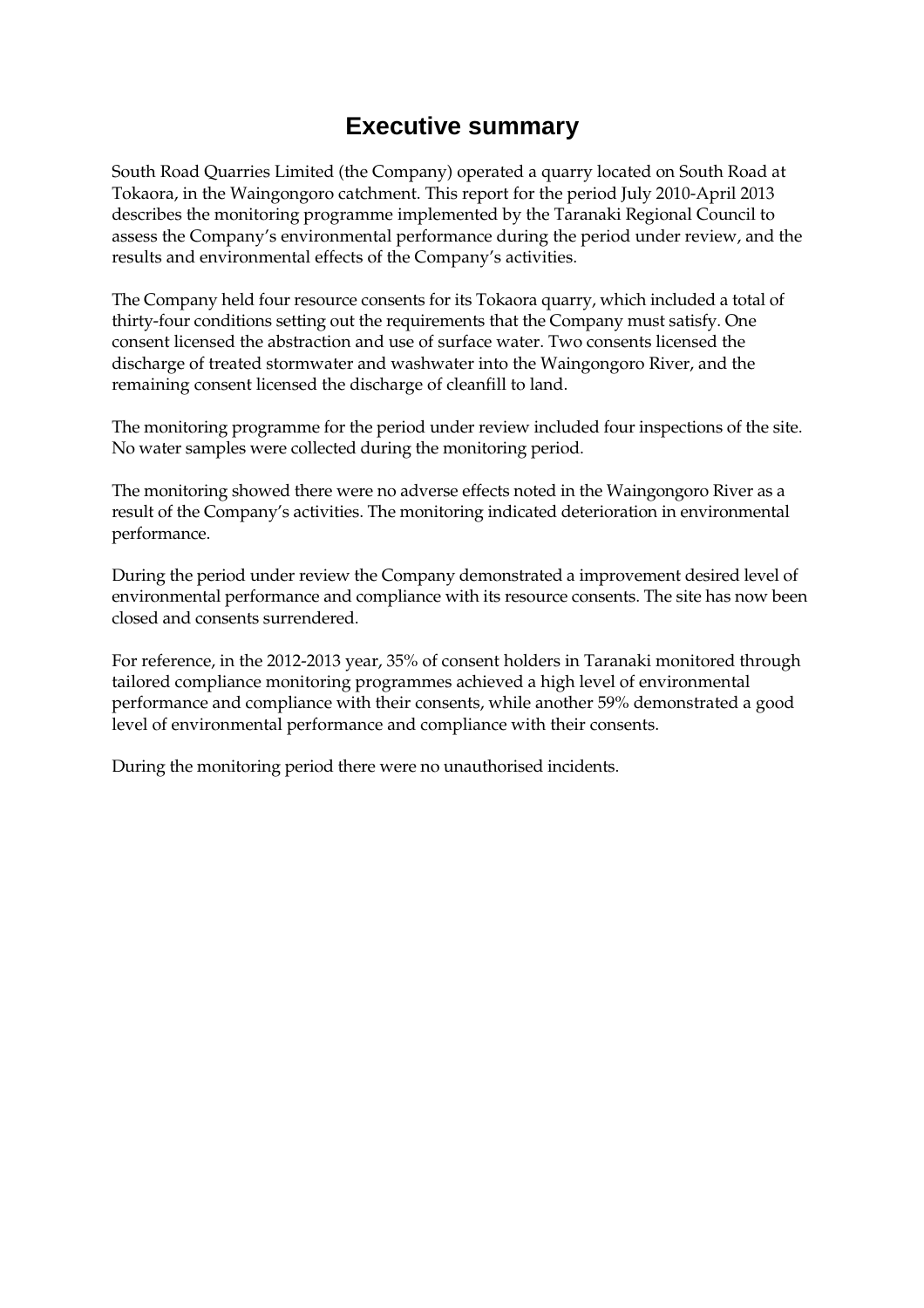# Executive summary

South Road Quarries Limited (the Company) operated a quarry located on South Road at Tokaora, in the Waingongoro catchment. This report for the period July 2010-April 2013 describes the monitoring programme implemented by the Taranaki Regional Council to assess the Company's environmental performance during the period under review, and the results and environmental effects of the Company's activities.

The Company held four resource consents for its Tokaora quarry, which included a total of thirty-four conditions setting out the requirements that the Company must satisfy. One consent licensed the abstraction and use of surface water. Two consents licensed the discharge of treated stormwater and washwater into the Waingongoro River, and the remaining consent licensed the discharge of cleanfill to land.

The monitoring programme for the period under review included four inspections of the site. No water samples were collected during the monitoring period.

The monitoring showed there were no adverse effects noted in the Waingongoro River as a result of the Company's activities. The monitoring indicated deterioration in environmental performance.

During the period under review the Company demonstrated a improvement desired level of environmental performance and compliance with its resource consents. The site has now been closed and consents surrendered.

For reference, in the 2012-2013 year, 35% of consent holders in Taranaki monitored through tailored compliance monitoring programmes achieved a high level of environmental performance and compliance with their consents, while another 59% demonstrated a good level of environmental performance and compliance with their consents.

During the monitoring period there were no unauthorised incidents.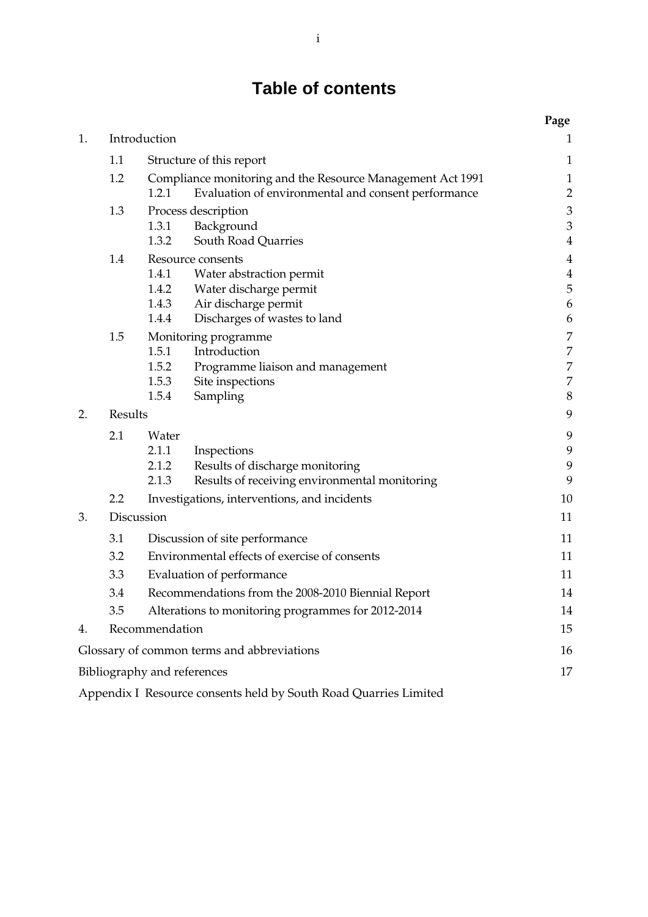# Table of contents

| | | | Page |
|---|---|---|---|
| 1. | Introduction | | 1 |
| | 1.1 | Structure of this report | 1 |
| | 1.2 | Compliance monitoring and the Resource Management Act 1991 | 1 |
| | | 1.2.1 Evaluation of environmental and consent performance | 2 |
| | 1.3 | Process description | 3 |
| | | 1.3.1 Background | 3 |
| | | 1.3.2 South Road Quarries | 4 |
| | 1.4 | Resource consents | 4 |
| | | 1.4.1 Water abstraction permit | 4 |
| | | 1.4.2 Water discharge permit | 5 |
| | | 1.4.3 Air discharge permit | 6 |
| | | 1.4.4 Discharges of wastes to land | 6 |
| | 1.5 | Monitoring programme | 7 |
| | | 1.5.1 Introduction | 7 |
| | | 1.5.2 Programme liaison and management | 7 |
| | | 1.5.3 Site inspections | 7 |
| | | 1.5.4 Sampling | 8 |
| 2. | Results | | 9 |
| | 2.1 | Water | 9 |
| | | 2.1.1 Inspections | 9 |
| | | 2.1.2 Results of discharge monitoring | 9 |
| | | 2.1.3 Results of receiving environmental monitoring | 9 |
| | 2.2 | Investigations, interventions, and incidents | 10 |
| 3. | Discussion | | 11 |
| | 3.1 | Discussion of site performance | 11 |
| | 3.2 | Environmental effects of exercise of consents | 11 |
| | 3.3 | Evaluation of performance | 11 |
| | 3.4 | Recommendations from the 2008-2010 Biennial Report | 14 |
| | 3.5 | Alterations to monitoring programmes for 2012-2014 | 14 |
| 4. | Recommendation | | 15 |
| Glossary of common terms and abbreviations | | | 16 |
| Bibliography and references | | | 17 |
| Appendix I Resource consents held by South Road Quarries Limited | | | |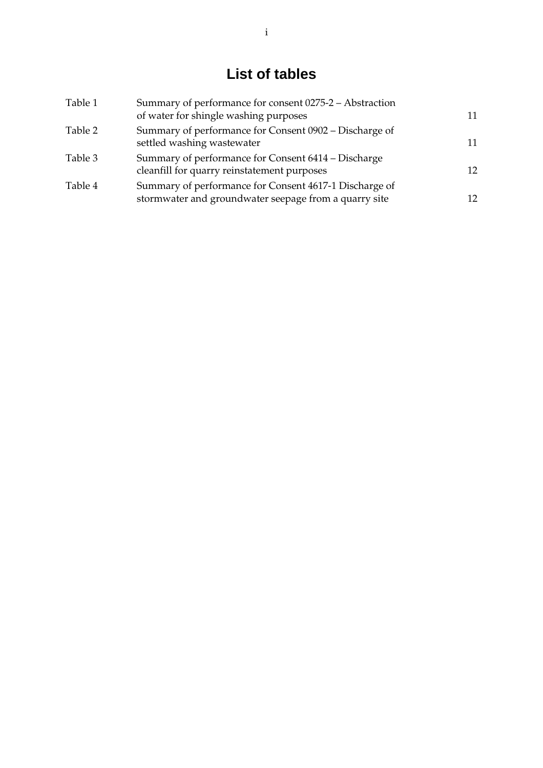# List of tables

| | | |
|---|---|---|
| Table 1 | Summary of performance for consent 0275-2 – Abstraction of water for shingle washing purposes | 11 |
| Table 2 | Summary of performance for Consent 0902 – Discharge of settled washing wastewater | 11 |
| Table 3 | Summary of performance for Consent 6414 – Discharge cleanfill for quarry reinstatement purposes | 12 |
| Table 4 | Summary of performance for Consent 4617-1 Discharge of stormwater and groundwater seepage from a quarry site | 12 |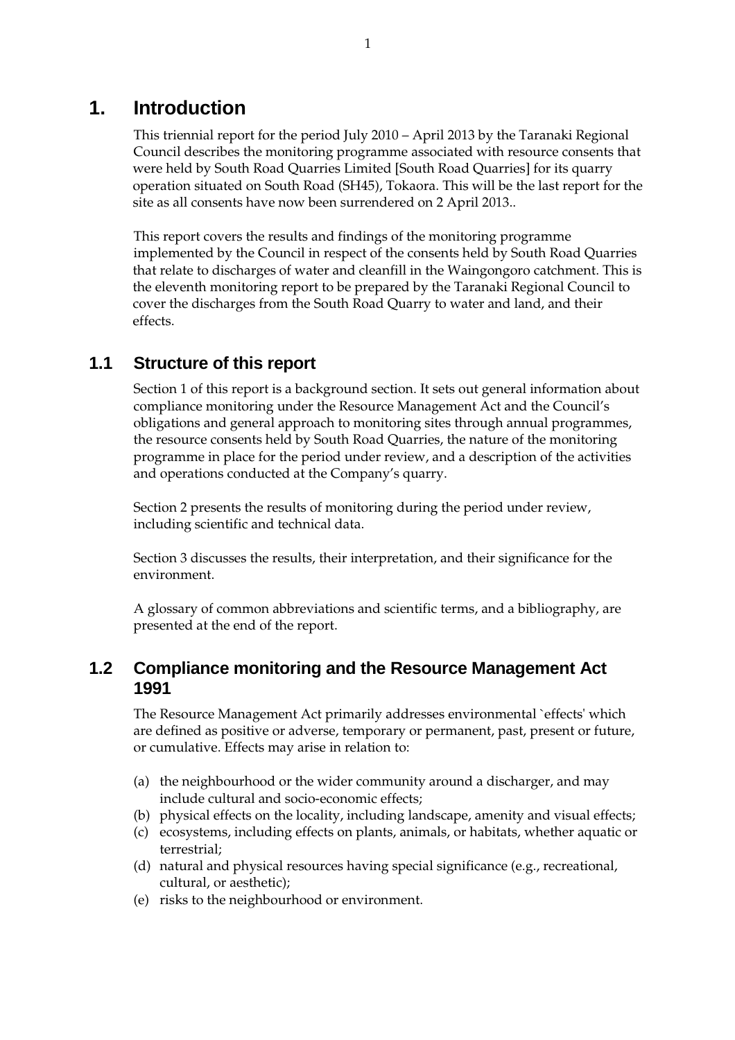# 1. Introduction

This triennial report for the period July 2010 – April 2013 by the Taranaki Regional Council describes the monitoring programme associated with resource consents that were held by South Road Quarries Limited [South Road Quarries] for its quarry operation situated on South Road (SH45), Tokaora. This will be the last report for the site as all consents have now been surrendered on 2 April 2013..

This report covers the results and findings of the monitoring programme implemented by the Council in respect of the consents held by South Road Quarries that relate to discharges of water and cleanfill in the Waingongoro catchment. This is the eleventh monitoring report to be prepared by the Taranaki Regional Council to cover the discharges from the South Road Quarry to water and land, and their effects.

## 1.1 Structure of this report

Section 1 of this report is a background section. It sets out general information about compliance monitoring under the Resource Management Act and the Council's obligations and general approach to monitoring sites through annual programmes, the resource consents held by South Road Quarries, the nature of the monitoring programme in place for the period under review, and a description of the activities and operations conducted at the Company's quarry.

Section 2 presents the results of monitoring during the period under review, including scientific and technical data.

Section 3 discusses the results, their interpretation, and their significance for the environment.

A glossary of common abbreviations and scientific terms, and a bibliography, are presented at the end of the report.

## 1.2 Compliance monitoring and the Resource Management Act 1991

The Resource Management Act primarily addresses environmental `effects' which are defined as positive or adverse, temporary or permanent, past, present or future, or cumulative. Effects may arise in relation to:

(a) the neighbourhood or the wider community around a discharger, and may include cultural and socio-economic effects;
(b) physical effects on the locality, including landscape, amenity and visual effects;
(c) ecosystems, including effects on plants, animals, or habitats, whether aquatic or terrestrial;
(d) natural and physical resources having special significance (e.g., recreational, cultural, or aesthetic);
(e) risks to the neighbourhood or environment.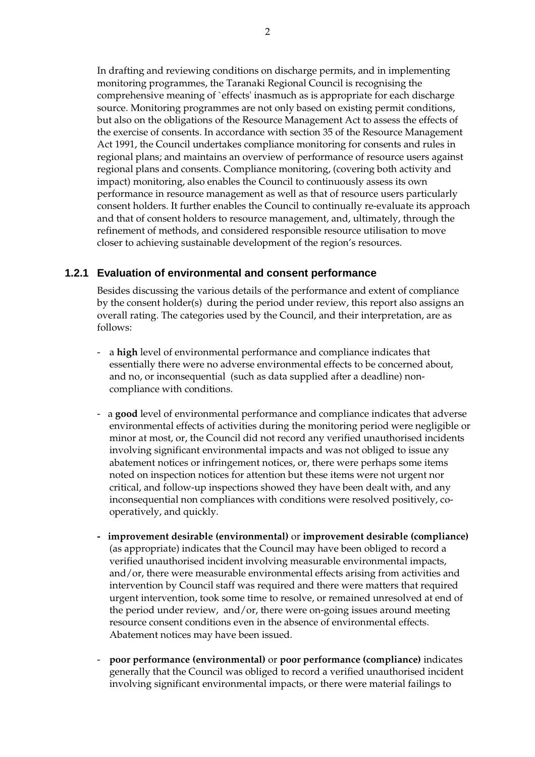In drafting and reviewing conditions on discharge permits, and in implementing monitoring programmes, the Taranaki Regional Council is recognising the comprehensive meaning of `effects' inasmuch as is appropriate for each discharge source. Monitoring programmes are not only based on existing permit conditions, but also on the obligations of the Resource Management Act to assess the effects of the exercise of consents. In accordance with section 35 of the Resource Management Act 1991, the Council undertakes compliance monitoring for consents and rules in regional plans; and maintains an overview of performance of resource users against regional plans and consents. Compliance monitoring, (covering both activity and impact) monitoring, also enables the Council to continuously assess its own performance in resource management as well as that of resource users particularly consent holders. It further enables the Council to continually re-evaluate its approach and that of consent holders to resource management, and, ultimately, through the refinement of methods, and considered responsible resource utilisation to move closer to achieving sustainable development of the region's resources.

### 1.2.1 Evaluation of environmental and consent performance

Besides discussing the various details of the performance and extent of compliance by the consent holder(s) during the period under review, this report also assigns an overall rating. The categories used by the Council, and their interpretation, are as follows:

- a **high** level of environmental performance and compliance indicates that essentially there were no adverse environmental effects to be concerned about, and no, or inconsequential (such as data supplied after a deadline) non-compliance with conditions.

- a **good** level of environmental performance and compliance indicates that adverse environmental effects of activities during the monitoring period were negligible or minor at most, or, the Council did not record any verified unauthorised incidents involving significant environmental impacts and was not obliged to issue any abatement notices or infringement notices, or, there were perhaps some items noted on inspection notices for attention but these items were not urgent nor critical, and follow-up inspections showed they have been dealt with, and any inconsequential non compliances with conditions were resolved positively, co-operatively, and quickly.

- **improvement desirable (environmental)** or **improvement desirable (compliance)** (as appropriate) indicates that the Council may have been obliged to record a verified unauthorised incident involving measurable environmental impacts, and/or, there were measurable environmental effects arising from activities and intervention by Council staff was required and there were matters that required urgent intervention, took some time to resolve, or remained unresolved at end of the period under review, and/or, there were on-going issues around meeting resource consent conditions even in the absence of environmental effects. Abatement notices may have been issued.

- **poor performance (environmental)** or **poor performance (compliance)** indicates generally that the Council was obliged to record a verified unauthorised incident involving significant environmental impacts, or there were material failings to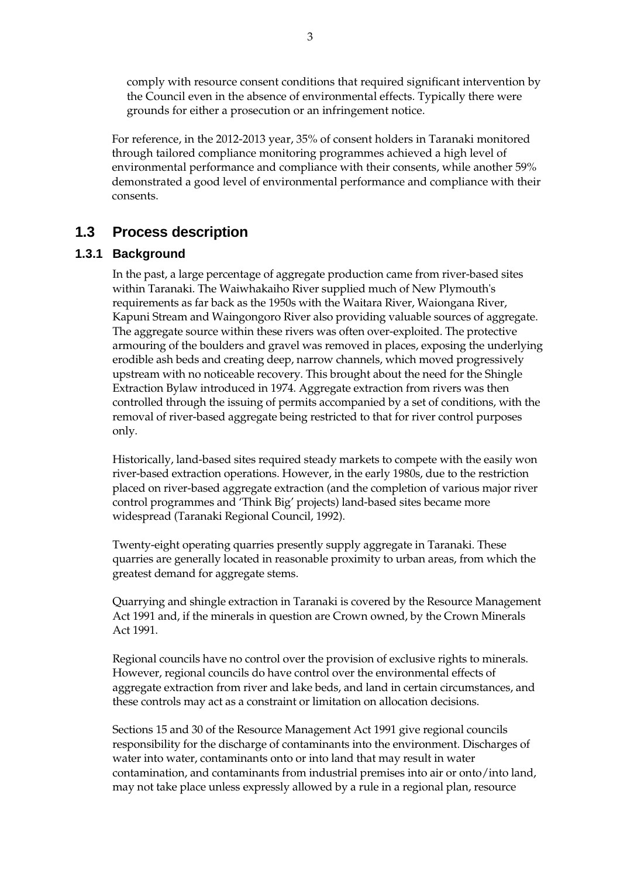comply with resource consent conditions that required significant intervention by the Council even in the absence of environmental effects. Typically there were grounds for either a prosecution or an infringement notice.

For reference, in the 2012-2013 year, 35% of consent holders in Taranaki monitored through tailored compliance monitoring programmes achieved a high level of environmental performance and compliance with their consents, while another 59% demonstrated a good level of environmental performance and compliance with their consents.

## 1.3 Process description

### 1.3.1 Background

In the past, a large percentage of aggregate production came from river-based sites within Taranaki. The Waiwhakaiho River supplied much of New Plymouth's requirements as far back as the 1950s with the Waitara River, Waiongana River, Kapuni Stream and Waingongoro River also providing valuable sources of aggregate. The aggregate source within these rivers was often over-exploited. The protective armouring of the boulders and gravel was removed in places, exposing the underlying erodible ash beds and creating deep, narrow channels, which moved progressively upstream with no noticeable recovery. This brought about the need for the Shingle Extraction Bylaw introduced in 1974. Aggregate extraction from rivers was then controlled through the issuing of permits accompanied by a set of conditions, with the removal of river-based aggregate being restricted to that for river control purposes only.

Historically, land-based sites required steady markets to compete with the easily won river-based extraction operations. However, in the early 1980s, due to the restriction placed on river-based aggregate extraction (and the completion of various major river control programmes and 'Think Big' projects) land-based sites became more widespread (Taranaki Regional Council, 1992).

Twenty-eight operating quarries presently supply aggregate in Taranaki. These quarries are generally located in reasonable proximity to urban areas, from which the greatest demand for aggregate stems.

Quarrying and shingle extraction in Taranaki is covered by the Resource Management Act 1991 and, if the minerals in question are Crown owned, by the Crown Minerals Act 1991.

Regional councils have no control over the provision of exclusive rights to minerals. However, regional councils do have control over the environmental effects of aggregate extraction from river and lake beds, and land in certain circumstances, and these controls may act as a constraint or limitation on allocation decisions.

Sections 15 and 30 of the Resource Management Act 1991 give regional councils responsibility for the discharge of contaminants into the environment. Discharges of water into water, contaminants onto or into land that may result in water contamination, and contaminants from industrial premises into air or onto/into land, may not take place unless expressly allowed by a rule in a regional plan, resource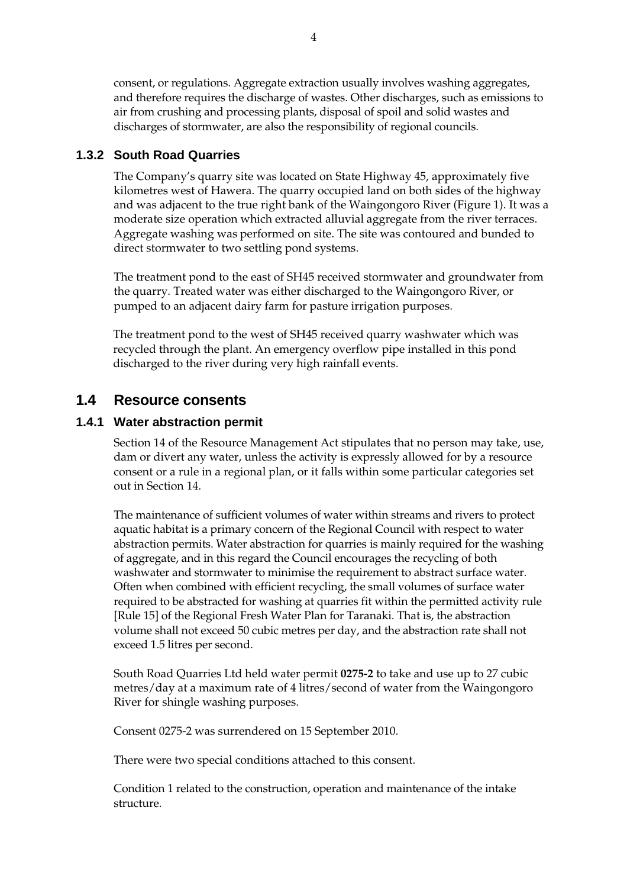consent, or regulations. Aggregate extraction usually involves washing aggregates, and therefore requires the discharge of wastes. Other discharges, such as emissions to air from crushing and processing plants, disposal of spoil and solid wastes and discharges of stormwater, are also the responsibility of regional councils.

### 1.3.2 South Road Quarries

The Company's quarry site was located on State Highway 45, approximately five kilometres west of Hawera. The quarry occupied land on both sides of the highway and was adjacent to the true right bank of the Waingongoro River (Figure 1). It was a moderate size operation which extracted alluvial aggregate from the river terraces. Aggregate washing was performed on site. The site was contoured and bunded to direct stormwater to two settling pond systems.

The treatment pond to the east of SH45 received stormwater and groundwater from the quarry. Treated water was either discharged to the Waingongoro River, or pumped to an adjacent dairy farm for pasture irrigation purposes.

The treatment pond to the west of SH45 received quarry washwater which was recycled through the plant. An emergency overflow pipe installed in this pond discharged to the river during very high rainfall events.

## 1.4 Resource consents

### 1.4.1 Water abstraction permit

Section 14 of the Resource Management Act stipulates that no person may take, use, dam or divert any water, unless the activity is expressly allowed for by a resource consent or a rule in a regional plan, or it falls within some particular categories set out in Section 14.

The maintenance of sufficient volumes of water within streams and rivers to protect aquatic habitat is a primary concern of the Regional Council with respect to water abstraction permits. Water abstraction for quarries is mainly required for the washing of aggregate, and in this regard the Council encourages the recycling of both washwater and stormwater to minimise the requirement to abstract surface water. Often when combined with efficient recycling, the small volumes of surface water required to be abstracted for washing at quarries fit within the permitted activity rule [Rule 15] of the Regional Fresh Water Plan for Taranaki. That is, the abstraction volume shall not exceed 50 cubic metres per day, and the abstraction rate shall not exceed 1.5 litres per second.

South Road Quarries Ltd held water permit **0275-2** to take and use up to 27 cubic metres/day at a maximum rate of 4 litres/second of water from the Waingongoro River for shingle washing purposes.

Consent 0275-2 was surrendered on 15 September 2010.

There were two special conditions attached to this consent.

Condition 1 related to the construction, operation and maintenance of the intake structure.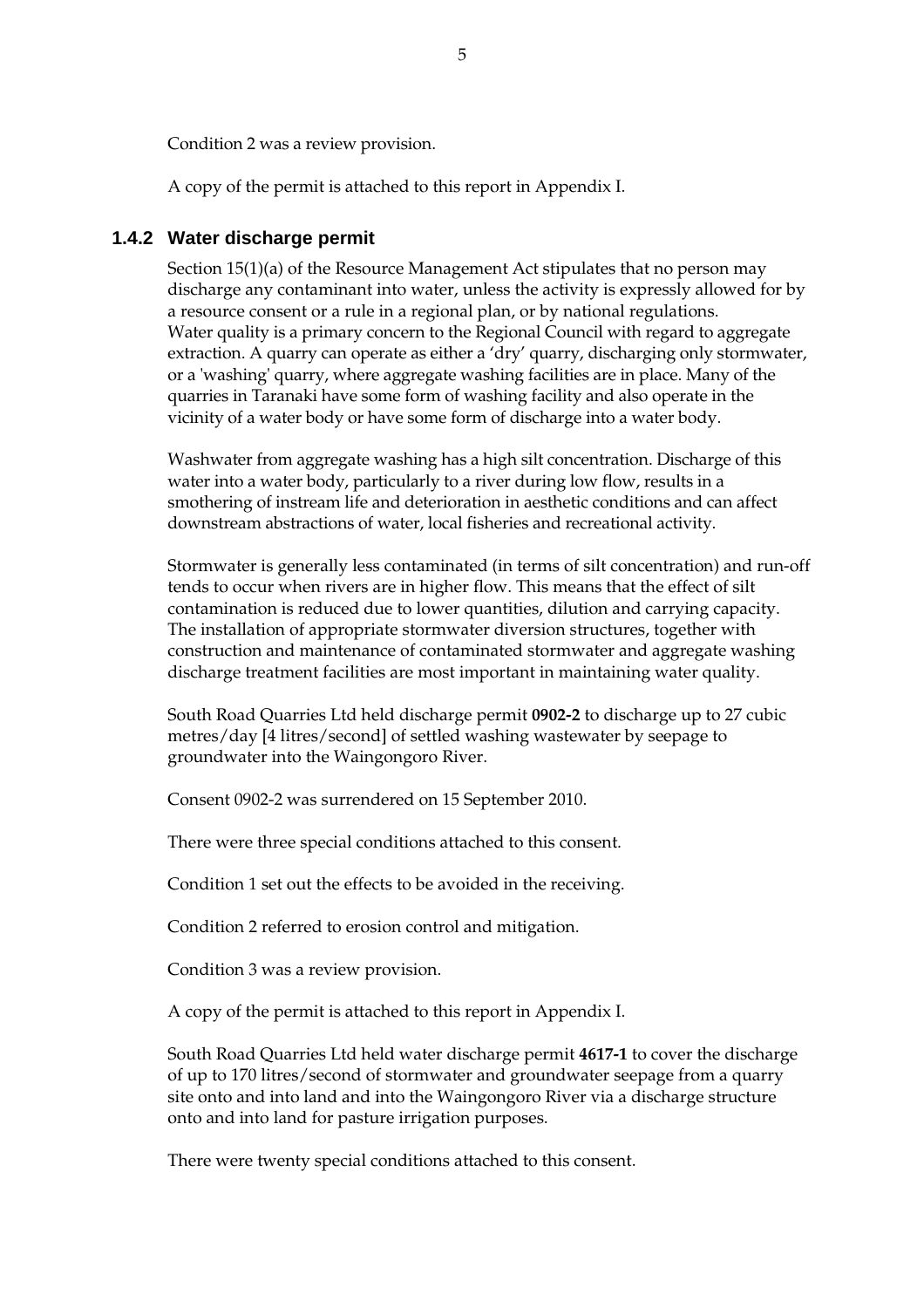Condition 2 was a review provision.

A copy of the permit is attached to this report in Appendix I.

### 1.4.2 Water discharge permit

Section 15(1)(a) of the Resource Management Act stipulates that no person may discharge any contaminant into water, unless the activity is expressly allowed for by a resource consent or a rule in a regional plan, or by national regulations. Water quality is a primary concern to the Regional Council with regard to aggregate extraction. A quarry can operate as either a 'dry' quarry, discharging only stormwater, or a 'washing' quarry, where aggregate washing facilities are in place. Many of the quarries in Taranaki have some form of washing facility and also operate in the vicinity of a water body or have some form of discharge into a water body.

Washwater from aggregate washing has a high silt concentration. Discharge of this water into a water body, particularly to a river during low flow, results in a smothering of instream life and deterioration in aesthetic conditions and can affect downstream abstractions of water, local fisheries and recreational activity.

Stormwater is generally less contaminated (in terms of silt concentration) and run-off tends to occur when rivers are in higher flow. This means that the effect of silt contamination is reduced due to lower quantities, dilution and carrying capacity. The installation of appropriate stormwater diversion structures, together with construction and maintenance of contaminated stormwater and aggregate washing discharge treatment facilities are most important in maintaining water quality.

South Road Quarries Ltd held discharge permit **0902-2** to discharge up to 27 cubic metres/day [4 litres/second] of settled washing wastewater by seepage to groundwater into the Waingongoro River.

Consent 0902-2 was surrendered on 15 September 2010.

There were three special conditions attached to this consent.

Condition 1 set out the effects to be avoided in the receiving.

Condition 2 referred to erosion control and mitigation.

Condition 3 was a review provision.

A copy of the permit is attached to this report in Appendix I.

South Road Quarries Ltd held water discharge permit **4617-1** to cover the discharge of up to 170 litres/second of stormwater and groundwater seepage from a quarry site onto and into land and into the Waingongoro River via a discharge structure onto and into land for pasture irrigation purposes.

There were twenty special conditions attached to this consent.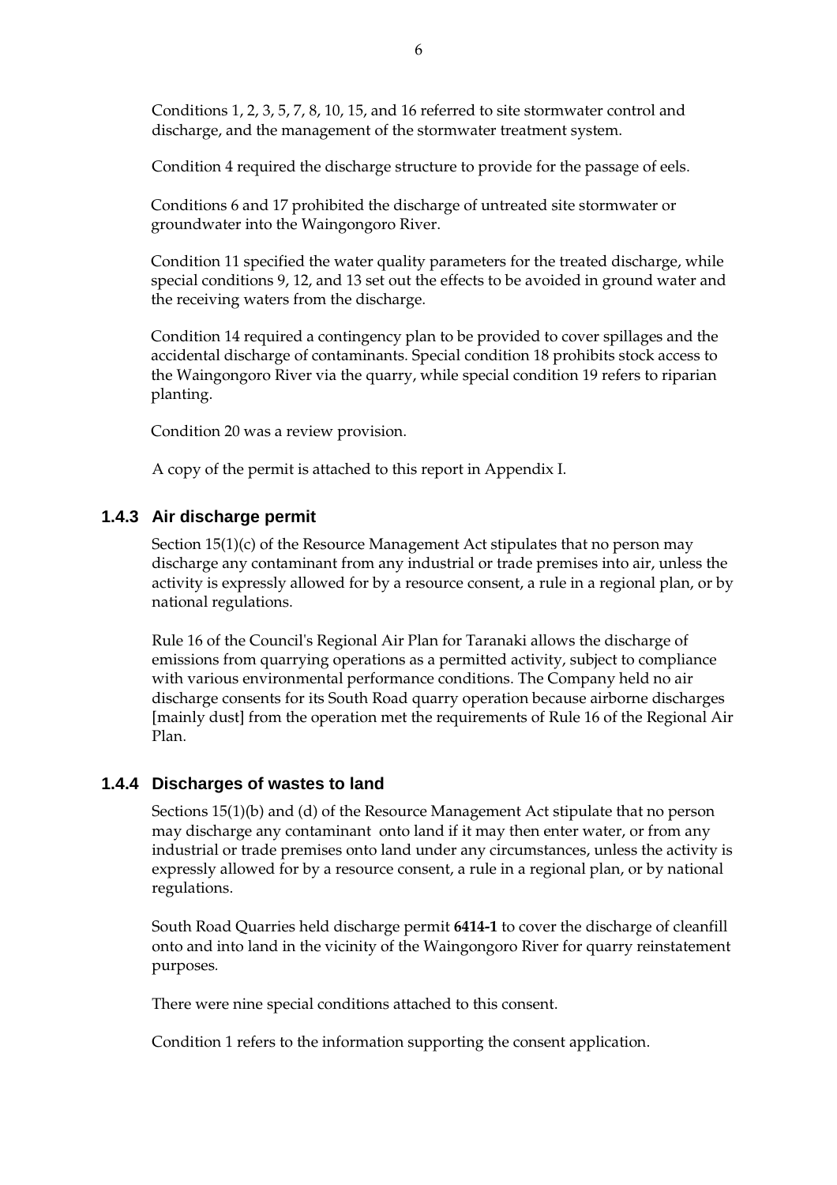Conditions 1, 2, 3, 5, 7, 8, 10, 15, and 16 referred to site stormwater control and discharge, and the management of the stormwater treatment system.

Condition 4 required the discharge structure to provide for the passage of eels.

Conditions 6 and 17 prohibited the discharge of untreated site stormwater or groundwater into the Waingongoro River.

Condition 11 specified the water quality parameters for the treated discharge, while special conditions 9, 12, and 13 set out the effects to be avoided in ground water and the receiving waters from the discharge.

Condition 14 required a contingency plan to be provided to cover spillages and the accidental discharge of contaminants. Special condition 18 prohibits stock access to the Waingongoro River via the quarry, while special condition 19 refers to riparian planting.

Condition 20 was a review provision.

A copy of the permit is attached to this report in Appendix I.

### 1.4.3 Air discharge permit

Section 15(1)(c) of the Resource Management Act stipulates that no person may discharge any contaminant from any industrial or trade premises into air, unless the activity is expressly allowed for by a resource consent, a rule in a regional plan, or by national regulations.

Rule 16 of the Council's Regional Air Plan for Taranaki allows the discharge of emissions from quarrying operations as a permitted activity, subject to compliance with various environmental performance conditions. The Company held no air discharge consents for its South Road quarry operation because airborne discharges [mainly dust] from the operation met the requirements of Rule 16 of the Regional Air Plan.

### 1.4.4 Discharges of wastes to land

Sections 15(1)(b) and (d) of the Resource Management Act stipulate that no person may discharge any contaminant onto land if it may then enter water, or from any industrial or trade premises onto land under any circumstances, unless the activity is expressly allowed for by a resource consent, a rule in a regional plan, or by national regulations.

South Road Quarries held discharge permit **6414-1** to cover the discharge of cleanfill onto and into land in the vicinity of the Waingongoro River for quarry reinstatement purposes.

There were nine special conditions attached to this consent.

Condition 1 refers to the information supporting the consent application.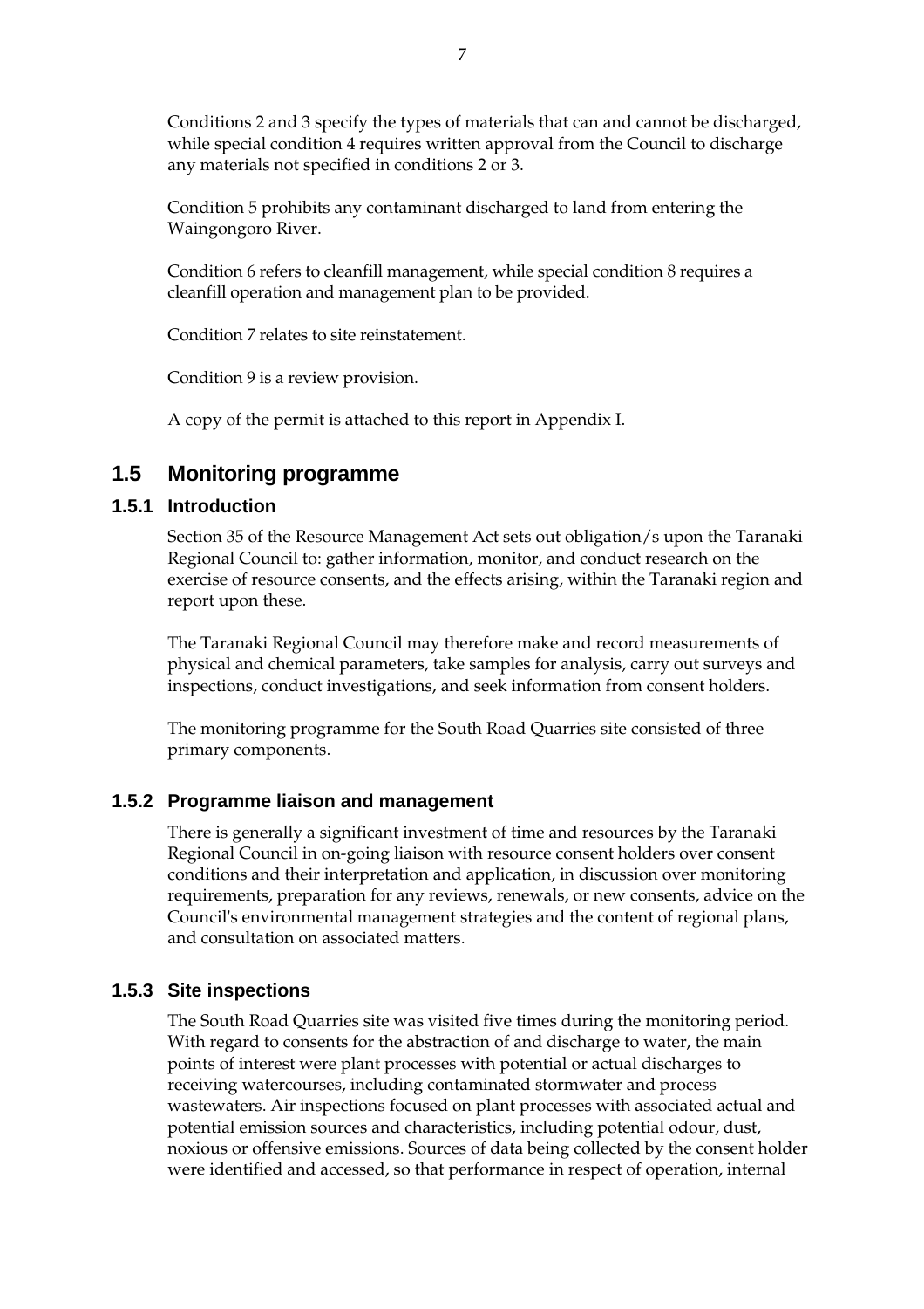Conditions 2 and 3 specify the types of materials that can and cannot be discharged, while special condition 4 requires written approval from the Council to discharge any materials not specified in conditions 2 or 3.

Condition 5 prohibits any contaminant discharged to land from entering the Waingongoro River.

Condition 6 refers to cleanfill management, while special condition 8 requires a cleanfill operation and management plan to be provided.

Condition 7 relates to site reinstatement.

Condition 9 is a review provision.

A copy of the permit is attached to this report in Appendix I.

## 1.5 Monitoring programme

### 1.5.1 Introduction

Section 35 of the Resource Management Act sets out obligation/s upon the Taranaki Regional Council to: gather information, monitor, and conduct research on the exercise of resource consents, and the effects arising, within the Taranaki region and report upon these.

The Taranaki Regional Council may therefore make and record measurements of physical and chemical parameters, take samples for analysis, carry out surveys and inspections, conduct investigations, and seek information from consent holders.

The monitoring programme for the South Road Quarries site consisted of three primary components.

### 1.5.2 Programme liaison and management

There is generally a significant investment of time and resources by the Taranaki Regional Council in on-going liaison with resource consent holders over consent conditions and their interpretation and application, in discussion over monitoring requirements, preparation for any reviews, renewals, or new consents, advice on the Council's environmental management strategies and the content of regional plans, and consultation on associated matters.

### 1.5.3 Site inspections

The South Road Quarries site was visited five times during the monitoring period. With regard to consents for the abstraction of and discharge to water, the main points of interest were plant processes with potential or actual discharges to receiving watercourses, including contaminated stormwater and process wastewaters. Air inspections focused on plant processes with associated actual and potential emission sources and characteristics, including potential odour, dust, noxious or offensive emissions. Sources of data being collected by the consent holder were identified and accessed, so that performance in respect of operation, internal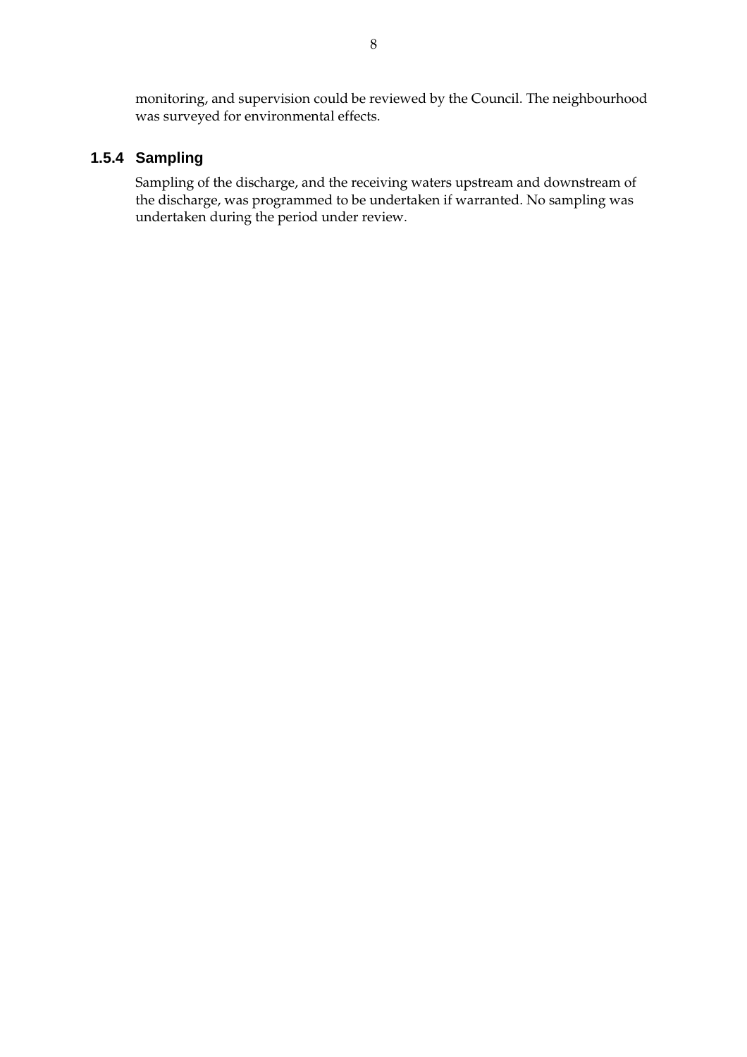monitoring, and supervision could be reviewed by the Council. The neighbourhood was surveyed for environmental effects.

### 1.5.4 Sampling

Sampling of the discharge, and the receiving waters upstream and downstream of the discharge, was programmed to be undertaken if warranted. No sampling was undertaken during the period under review.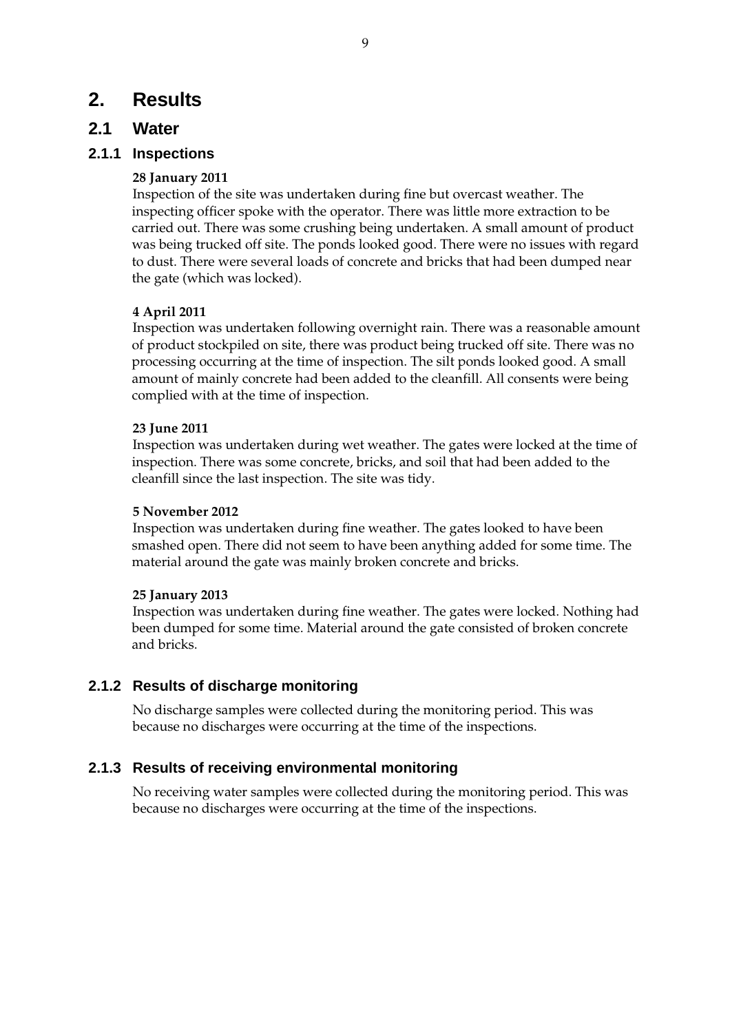# 2. Results

## 2.1 Water

### 2.1.1 Inspections

**28 January 2011**

Inspection of the site was undertaken during fine but overcast weather. The inspecting officer spoke with the operator. There was little more extraction to be carried out. There was some crushing being undertaken. A small amount of product was being trucked off site. The ponds looked good. There were no issues with regard to dust. There were several loads of concrete and bricks that had been dumped near the gate (which was locked).

**4 April 2011**

Inspection was undertaken following overnight rain. There was a reasonable amount of product stockpiled on site, there was product being trucked off site. There was no processing occurring at the time of inspection. The silt ponds looked good. A small amount of mainly concrete had been added to the cleanfill. All consents were being complied with at the time of inspection.

**23 June 2011**

Inspection was undertaken during wet weather. The gates were locked at the time of inspection. There was some concrete, bricks, and soil that had been added to the cleanfill since the last inspection. The site was tidy.

**5 November 2012**

Inspection was undertaken during fine weather. The gates looked to have been smashed open. There did not seem to have been anything added for some time. The material around the gate was mainly broken concrete and bricks.

**25 January 2013**

Inspection was undertaken during fine weather. The gates were locked. Nothing had been dumped for some time. Material around the gate consisted of broken concrete and bricks.

### 2.1.2 Results of discharge monitoring

No discharge samples were collected during the monitoring period. This was because no discharges were occurring at the time of the inspections.

### 2.1.3 Results of receiving environmental monitoring

No receiving water samples were collected during the monitoring period. This was because no discharges were occurring at the time of the inspections.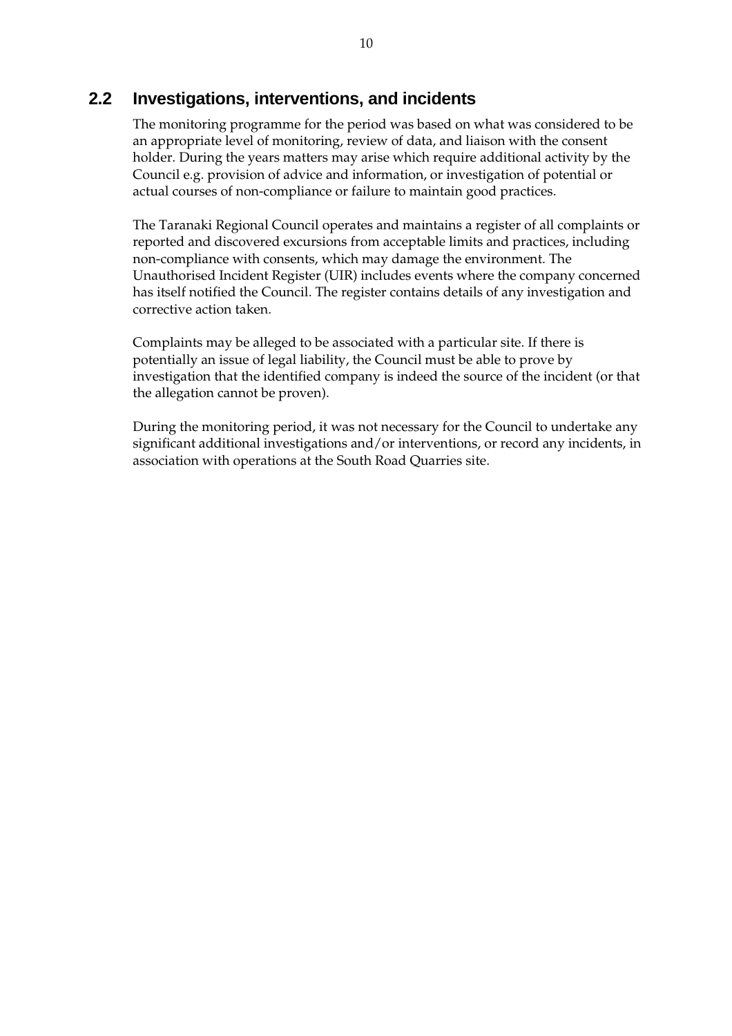## 2.2 Investigations, interventions, and incidents

The monitoring programme for the period was based on what was considered to be an appropriate level of monitoring, review of data, and liaison with the consent holder. During the years matters may arise which require additional activity by the Council e.g. provision of advice and information, or investigation of potential or actual courses of non-compliance or failure to maintain good practices.

The Taranaki Regional Council operates and maintains a register of all complaints or reported and discovered excursions from acceptable limits and practices, including non-compliance with consents, which may damage the environment. The Unauthorised Incident Register (UIR) includes events where the company concerned has itself notified the Council. The register contains details of any investigation and corrective action taken.

Complaints may be alleged to be associated with a particular site. If there is potentially an issue of legal liability, the Council must be able to prove by investigation that the identified company is indeed the source of the incident (or that the allegation cannot be proven).

During the monitoring period, it was not necessary for the Council to undertake any significant additional investigations and/or interventions, or record any incidents, in association with operations at the South Road Quarries site.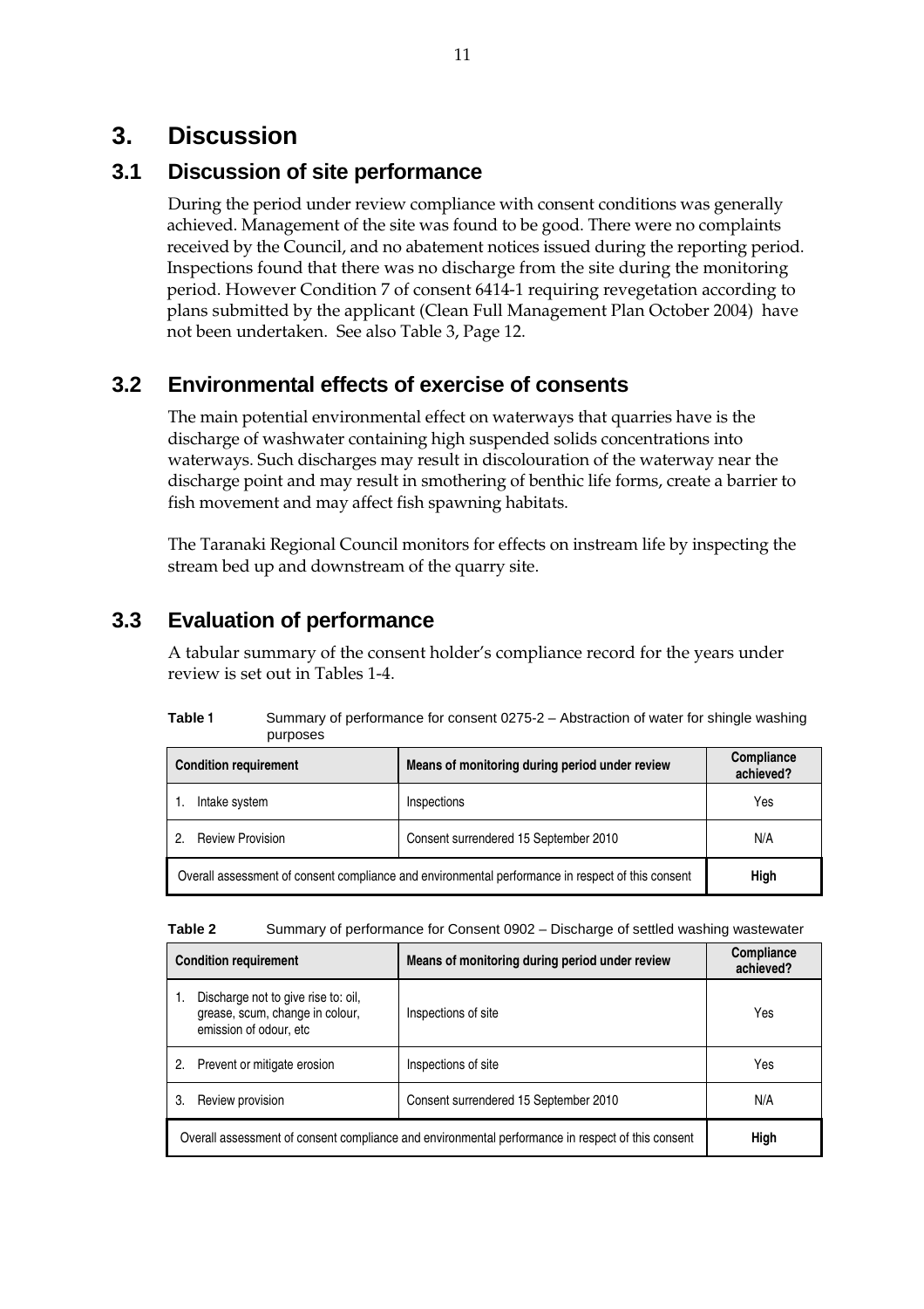# 3. Discussion

## 3.1 Discussion of site performance

During the period under review compliance with consent conditions was generally achieved. Management of the site was found to be good. There were no complaints received by the Council, and no abatement notices issued during the reporting period. Inspections found that there was no discharge from the site during the monitoring period. However Condition 7 of consent 6414-1 requiring revegetation according to plans submitted by the applicant (Clean Full Management Plan October 2004) have not been undertaken. See also Table 3, Page 12.

## 3.2 Environmental effects of exercise of consents

The main potential environmental effect on waterways that quarries have is the discharge of washwater containing high suspended solids concentrations into waterways. Such discharges may result in discolouration of the waterway near the discharge point and may result in smothering of benthic life forms, create a barrier to fish movement and may affect fish spawning habitats.

The Taranaki Regional Council monitors for effects on instream life by inspecting the stream bed up and downstream of the quarry site.

## 3.3 Evaluation of performance

A tabular summary of the consent holder's compliance record for the years under review is set out in Tables 1-4.

**Table 1** Summary of performance for consent 0275-2 – Abstraction of water for shingle washing purposes

| Condition requirement | Means of monitoring during period under review | Compliance achieved? |
|---|---|---|
| 1. Intake system | Inspections | Yes |
| 2. Review Provision | Consent surrendered 15 September 2010 | N/A |
| Overall assessment of consent compliance and environmental performance in respect of this consent | | **High** |

**Table 2** Summary of performance for Consent 0902 – Discharge of settled washing wastewater

| Condition requirement | Means of monitoring during period under review | Compliance achieved? |
|---|---|---|
| 1. Discharge not to give rise to: oil, grease, scum, change in colour, emission of odour, etc | Inspections of site | Yes |
| 2. Prevent or mitigate erosion | Inspections of site | Yes |
| 3. Review provision | Consent surrendered 15 September 2010 | N/A |
| Overall assessment of consent compliance and environmental performance in respect of this consent | | **High** |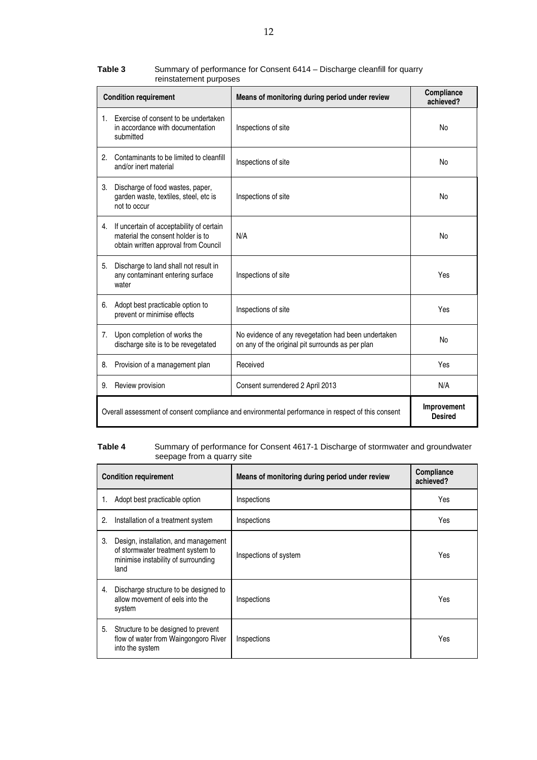**Table 3** Summary of performance for Consent 6414 – Discharge cleanfill for quarry reinstatement purposes

| Condition requirement | Means of monitoring during period under review | Compliance achieved? |
|---|---|---|
| 1. Exercise of consent to be undertaken in accordance with documentation submitted | Inspections of site | No |
| 2. Contaminants to be limited to cleanfill and/or inert material | Inspections of site | No |
| 3. Discharge of food wastes, paper, garden waste, textiles, steel, etc is not to occur | Inspections of site | No |
| 4. If uncertain of acceptability of certain material the consent holder is to obtain written approval from Council | N/A | No |
| 5. Discharge to land shall not result in any contaminant entering surface water | Inspections of site | Yes |
| 6. Adopt best practicable option to prevent or minimise effects | Inspections of site | Yes |
| 7. Upon completion of works the discharge site is to be revegetated | No evidence of any revegetation had been undertaken on any of the original pit surrounds as per plan | No |
| 8. Provision of a management plan | Received | Yes |
| 9. Review provision | Consent surrendered 2 April 2013 | N/A |
| Overall assessment of consent compliance and environmental performance in respect of this consent | | **Improvement Desired** |

**Table 4** Summary of performance for Consent 4617-1 Discharge of stormwater and groundwater seepage from a quarry site

| Condition requirement | Means of monitoring during period under review | Compliance achieved? |
|---|---|---|
| 1. Adopt best practicable option | Inspections | Yes |
| 2. Installation of a treatment system | Inspections | Yes |
| 3. Design, installation, and management of stormwater treatment system to minimise instability of surrounding land | Inspections of system | Yes |
| 4. Discharge structure to be designed to allow movement of eels into the system | Inspections | Yes |
| 5. Structure to be designed to prevent flow of water from Waingongoro River into the system | Inspections | Yes |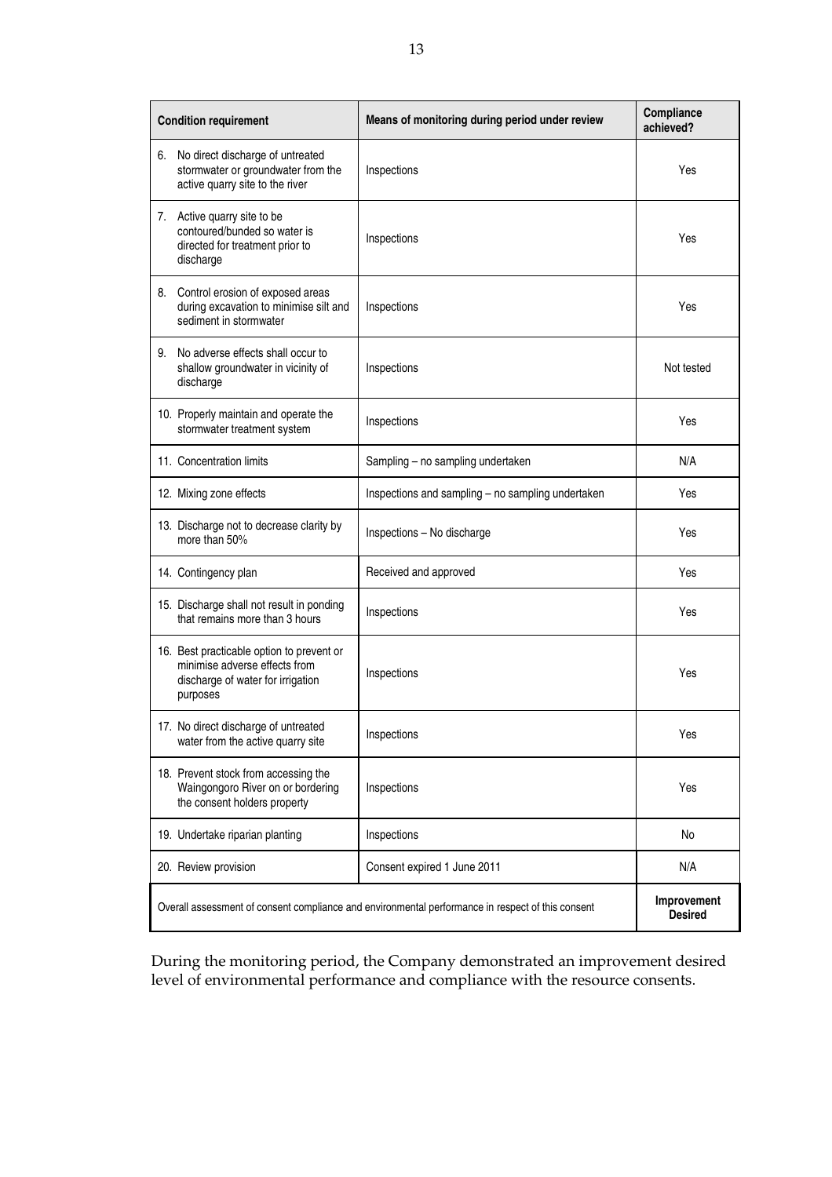| Condition requirement | Means of monitoring during period under review | Compliance achieved? |
|---|---|---|
| 6. No direct discharge of untreated stormwater or groundwater from the active quarry site to the river | Inspections | Yes |
| 7. Active quarry site to be contoured/bunded so water is directed for treatment prior to discharge | Inspections | Yes |
| 8. Control erosion of exposed areas during excavation to minimise silt and sediment in stormwater | Inspections | Yes |
| 9. No adverse effects shall occur to shallow groundwater in vicinity of discharge | Inspections | Not tested |
| 10. Properly maintain and operate the stormwater treatment system | Inspections | Yes |
| 11. Concentration limits | Sampling – no sampling undertaken | N/A |
| 12. Mixing zone effects | Inspections and sampling – no sampling undertaken | Yes |
| 13. Discharge not to decrease clarity by more than 50% | Inspections – No discharge | Yes |
| 14. Contingency plan | Received and approved | Yes |
| 15. Discharge shall not result in ponding that remains more than 3 hours | Inspections | Yes |
| 16. Best practicable option to prevent or minimise adverse effects from discharge of water for irrigation purposes | Inspections | Yes |
| 17. No direct discharge of untreated water from the active quarry site | Inspections | Yes |
| 18. Prevent stock from accessing the Waingongoro River on or bordering the consent holders property | Inspections | Yes |
| 19. Undertake riparian planting | Inspections | No |
| 20. Review provision | Consent expired 1 June 2011 | N/A |
| Overall assessment of consent compliance and environmental performance in respect of this consent | | **Improvement Desired** |

During the monitoring period, the Company demonstrated an improvement desired level of environmental performance and compliance with the resource consents.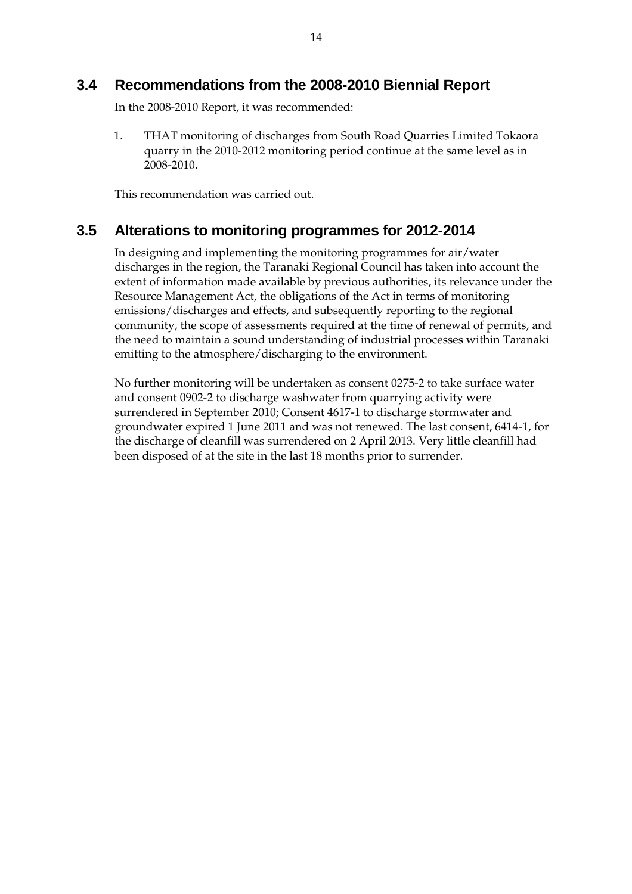## 3.4 Recommendations from the 2008-2010 Biennial Report

In the 2008-2010 Report, it was recommended:

1. THAT monitoring of discharges from South Road Quarries Limited Tokaora quarry in the 2010-2012 monitoring period continue at the same level as in 2008-2010.

This recommendation was carried out.

## 3.5 Alterations to monitoring programmes for 2012-2014

In designing and implementing the monitoring programmes for air/water discharges in the region, the Taranaki Regional Council has taken into account the extent of information made available by previous authorities, its relevance under the Resource Management Act, the obligations of the Act in terms of monitoring emissions/discharges and effects, and subsequently reporting to the regional community, the scope of assessments required at the time of renewal of permits, and the need to maintain a sound understanding of industrial processes within Taranaki emitting to the atmosphere/discharging to the environment.

No further monitoring will be undertaken as consent 0275-2 to take surface water and consent 0902-2 to discharge washwater from quarrying activity were surrendered in September 2010; Consent 4617-1 to discharge stormwater and groundwater expired 1 June 2011 and was not renewed. The last consent, 6414-1, for the discharge of cleanfill was surrendered on 2 April 2013. Very little cleanfill had been disposed of at the site in the last 18 months prior to surrender.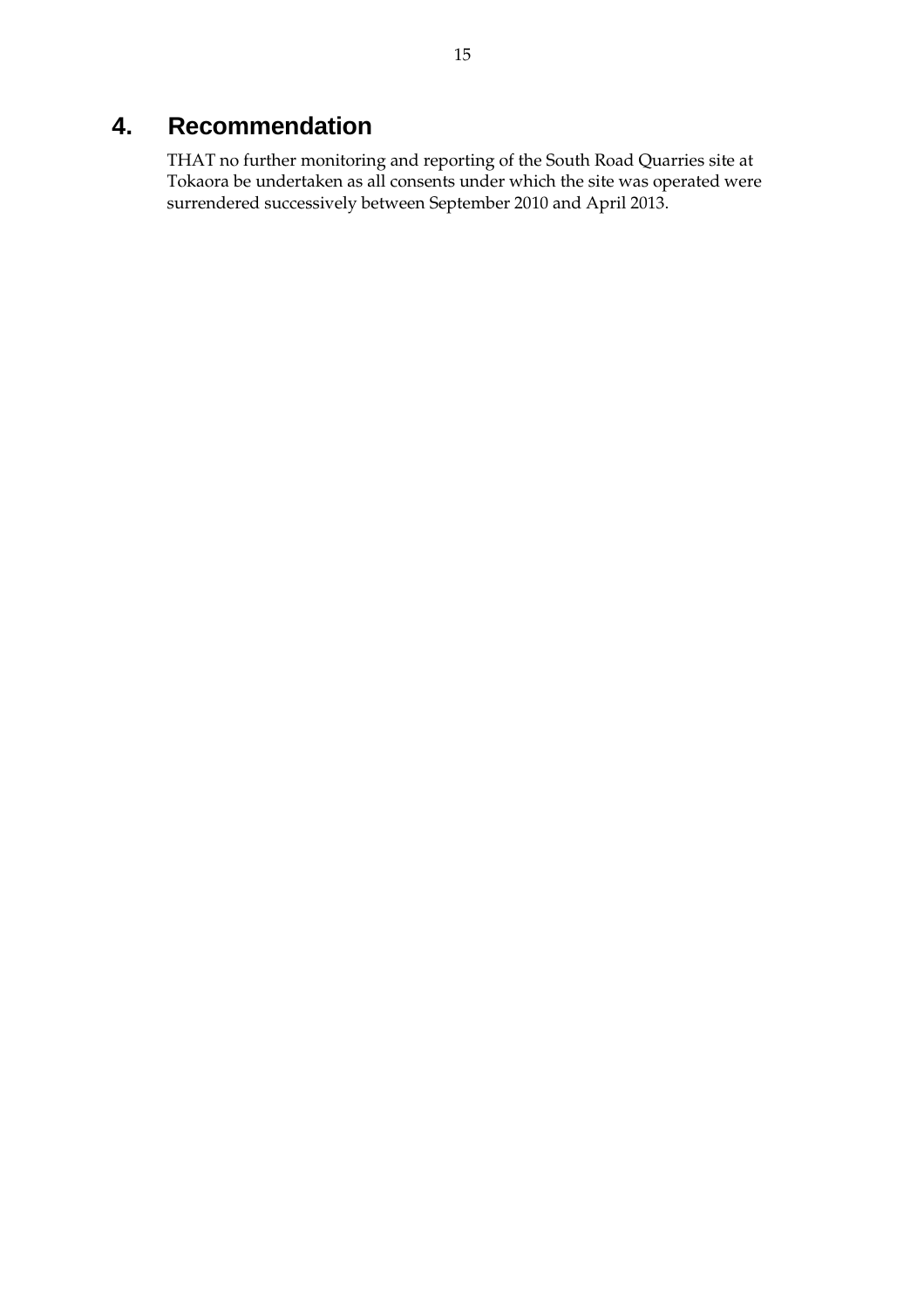# 4. Recommendation

THAT no further monitoring and reporting of the South Road Quarries site at Tokaora be undertaken as all consents under which the site was operated were surrendered successively between September 2010 and April 2013.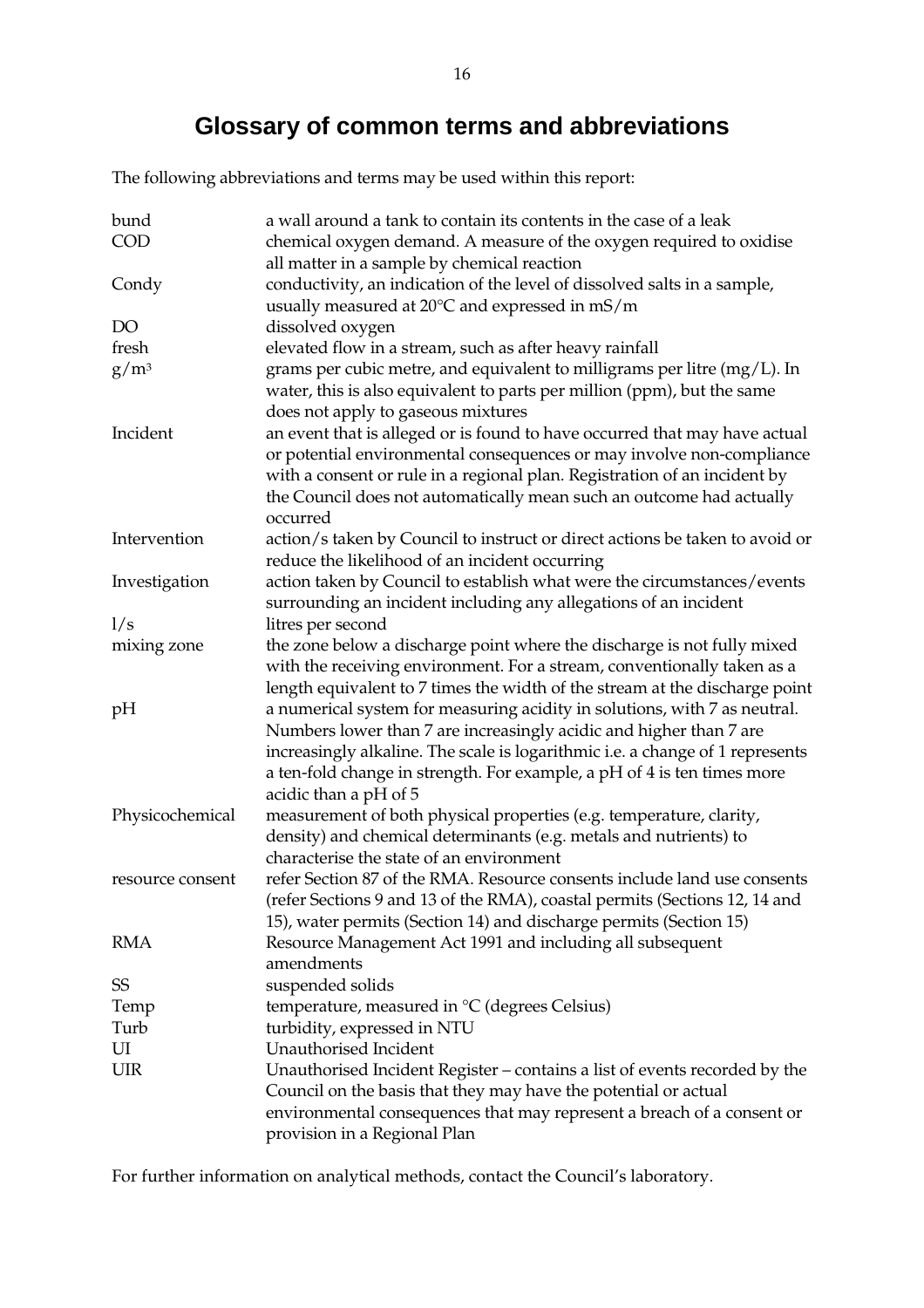# Glossary of common terms and abbreviations

The following abbreviations and terms may be used within this report:

| | |
|---|---|
| bund | a wall around a tank to contain its contents in the case of a leak |
| COD | chemical oxygen demand. A measure of the oxygen required to oxidise all matter in a sample by chemical reaction |
| Condy | conductivity, an indication of the level of dissolved salts in a sample, usually measured at 20°C and expressed in mS/m |
| DO | dissolved oxygen |
| fresh | elevated flow in a stream, such as after heavy rainfall |
| $g/m^3$ | grams per cubic metre, and equivalent to milligrams per litre (mg/L). In water, this is also equivalent to parts per million (ppm), but the same does not apply to gaseous mixtures |
| Incident | an event that is alleged or is found to have occurred that may have actual or potential environmental consequences or may involve non-compliance with a consent or rule in a regional plan. Registration of an incident by the Council does not automatically mean such an outcome had actually occurred |
| Intervention | action/s taken by Council to instruct or direct actions be taken to avoid or reduce the likelihood of an incident occurring |
| Investigation | action taken by Council to establish what were the circumstances/events surrounding an incident including any allegations of an incident |
| l/s | litres per second |
| mixing zone | the zone below a discharge point where the discharge is not fully mixed with the receiving environment. For a stream, conventionally taken as a length equivalent to 7 times the width of the stream at the discharge point |
| pH | a numerical system for measuring acidity in solutions, with 7 as neutral. Numbers lower than 7 are increasingly acidic and higher than 7 are increasingly alkaline. The scale is logarithmic i.e. a change of 1 represents a ten-fold change in strength. For example, a pH of 4 is ten times more acidic than a pH of 5 |
| Physicochemical | measurement of both physical properties (e.g. temperature, clarity, density) and chemical determinants (e.g. metals and nutrients) to characterise the state of an environment |
| resource consent | refer Section 87 of the RMA. Resource consents include land use consents (refer Sections 9 and 13 of the RMA), coastal permits (Sections 12, 14 and 15), water permits (Section 14) and discharge permits (Section 15) |
| RMA | Resource Management Act 1991 and including all subsequent amendments |
| SS | suspended solids |
| Temp | temperature, measured in °C (degrees Celsius) |
| Turb | turbidity, expressed in NTU |
| UI | Unauthorised Incident |
| UIR | Unauthorised Incident Register – contains a list of events recorded by the Council on the basis that they may have the potential or actual environmental consequences that may represent a breach of a consent or provision in a Regional Plan |

For further information on analytical methods, contact the Council's laboratory.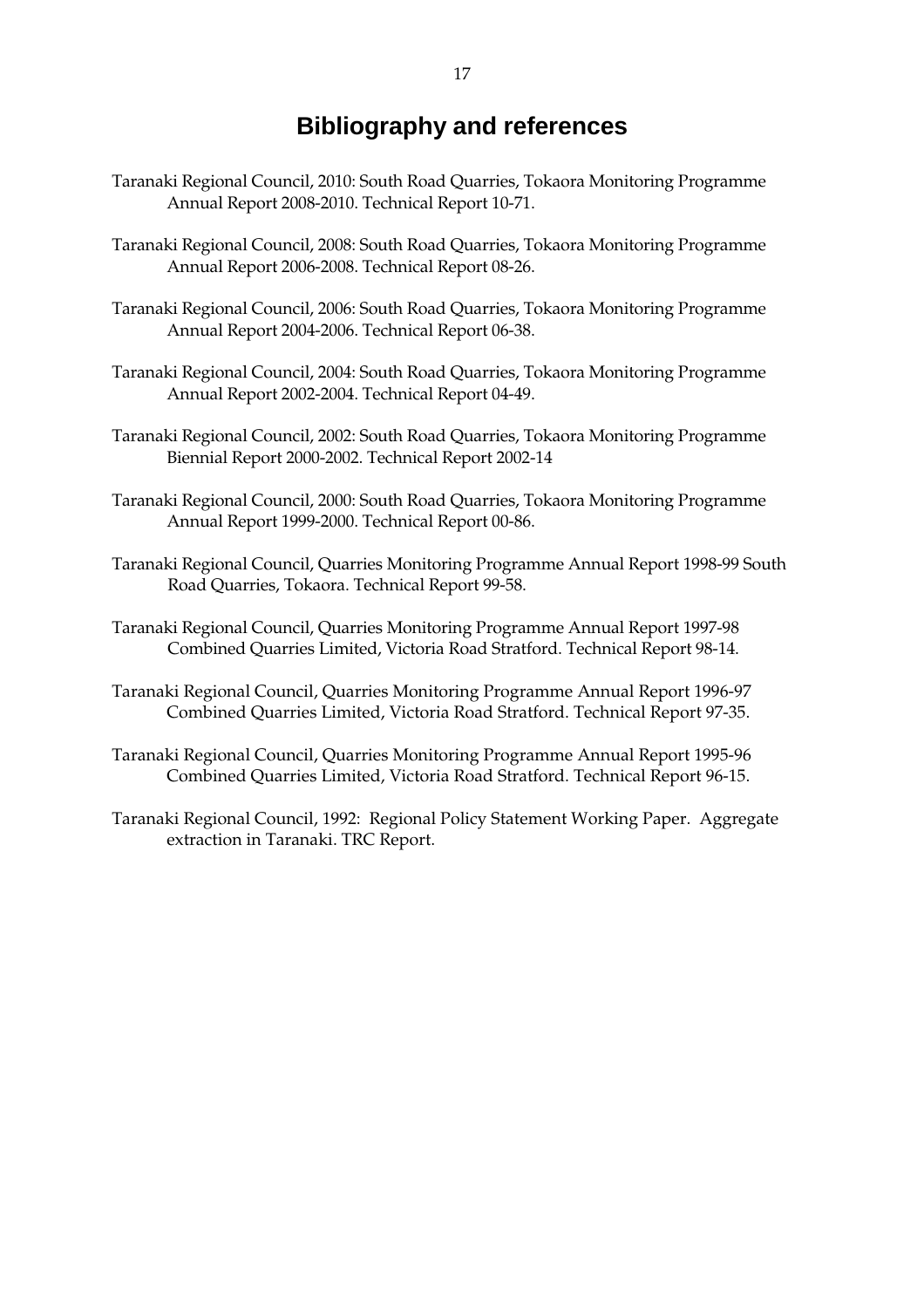# Bibliography and references

Taranaki Regional Council, 2010: South Road Quarries, Tokaora Monitoring Programme Annual Report 2008-2010. Technical Report 10-71.

Taranaki Regional Council, 2008: South Road Quarries, Tokaora Monitoring Programme Annual Report 2006-2008. Technical Report 08-26.

Taranaki Regional Council, 2006: South Road Quarries, Tokaora Monitoring Programme Annual Report 2004-2006. Technical Report 06-38.

Taranaki Regional Council, 2004: South Road Quarries, Tokaora Monitoring Programme Annual Report 2002-2004. Technical Report 04-49.

Taranaki Regional Council, 2002: South Road Quarries, Tokaora Monitoring Programme Biennial Report 2000-2002. Technical Report 2002-14

Taranaki Regional Council, 2000: South Road Quarries, Tokaora Monitoring Programme Annual Report 1999-2000. Technical Report 00-86.

Taranaki Regional Council, Quarries Monitoring Programme Annual Report 1998-99 South Road Quarries, Tokaora. Technical Report 99-58.

Taranaki Regional Council, Quarries Monitoring Programme Annual Report 1997-98 Combined Quarries Limited, Victoria Road Stratford. Technical Report 98-14.

Taranaki Regional Council, Quarries Monitoring Programme Annual Report 1996-97 Combined Quarries Limited, Victoria Road Stratford. Technical Report 97-35.

Taranaki Regional Council, Quarries Monitoring Programme Annual Report 1995-96 Combined Quarries Limited, Victoria Road Stratford. Technical Report 96-15.

Taranaki Regional Council, 1992: Regional Policy Statement Working Paper. Aggregate extraction in Taranaki. TRC Report.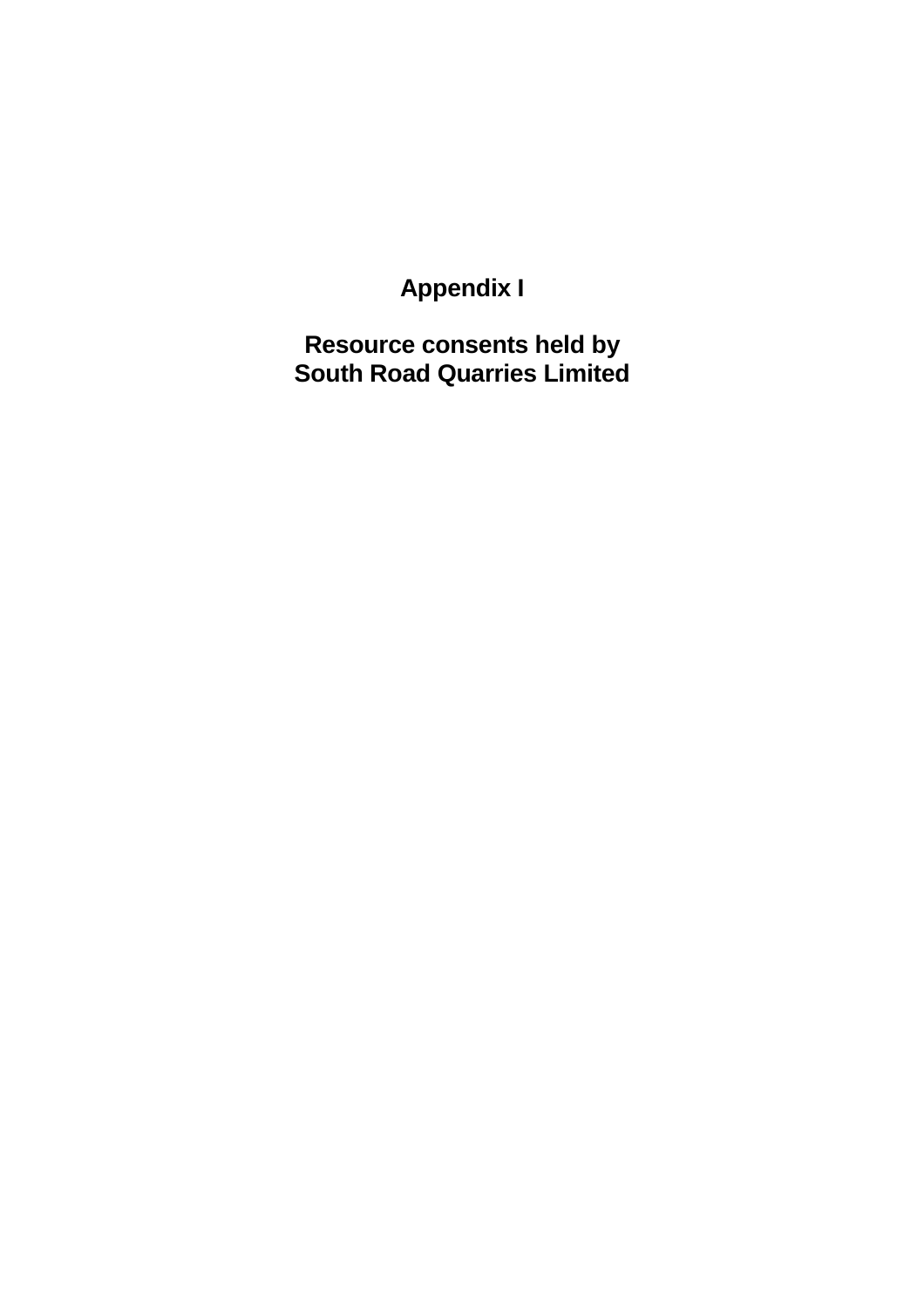# Appendix I

## Resource consents held by South Road Quarries Limited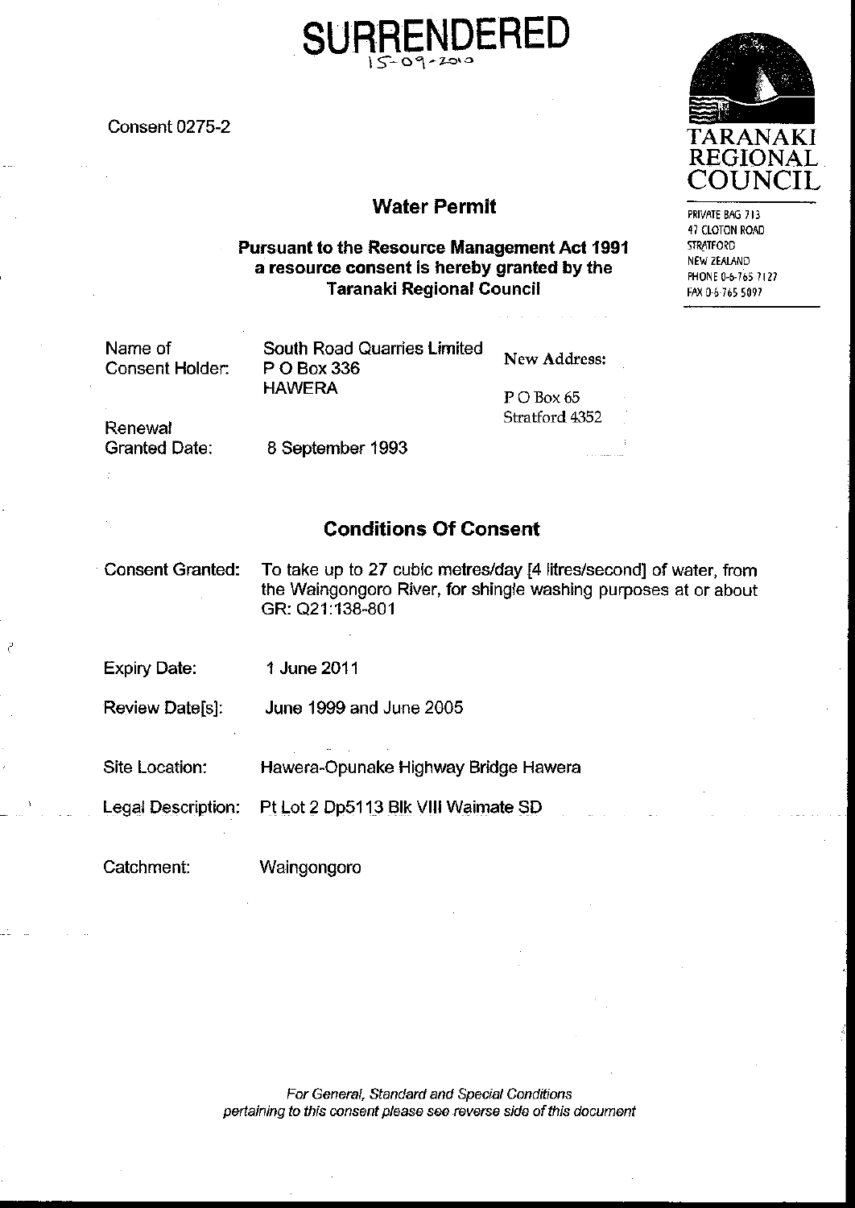**SURRENDERED**
15-09-2010

Consent 0275-2

**TARANAKI REGIONAL COUNCIL**

PRIVATE BAG 713
47 CLOTON ROAD
STRATFORD
NEW ZEALAND
PHONE 0-6-765 7127
FAX 0-6-765 5097

## Water Permit

**Pursuant to the Resource Management Act 1991 a resource consent is hereby granted by the Taranaki Regional Council**

| | | |
|---|---|---|
| Name of Consent Holder: | South Road Quarries Limited<br>P O Box 336<br>HAWERA | New Address:<br><br>P O Box 65<br>Stratford 4352 |
| Renewal Granted Date: | 8 September 1993 | |

## Conditions Of Consent

| | |
|---|---|
| Consent Granted: | To take up to 27 cubic metres/day [4 litres/second] of water, from the Waingongoro River, for shingle washing purposes at or about GR: Q21:138-801 |
| Expiry Date: | 1 June 2011 |
| Review Date[s]: | June 1999 and June 2005 |
| Site Location: | Hawera-Opunake Highway Bridge Hawera |
| Legal Description: | Pt Lot 2 Dp5113 Blk VIII Waimate SD |
| Catchment: | Waingongoro |

*For General, Standard and Special Conditions pertaining to this consent please see reverse side of this document*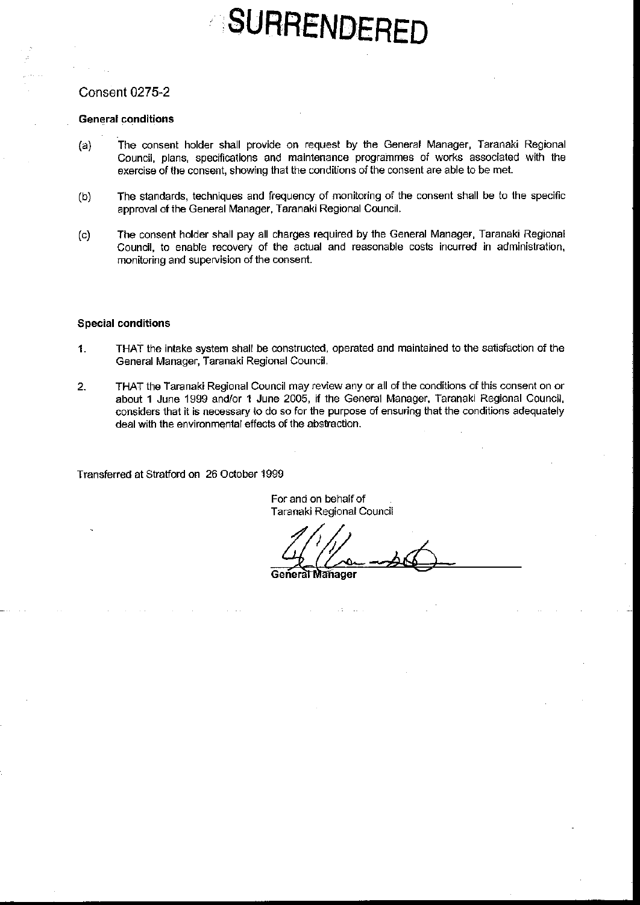# SURRENDERED

## Consent 0275-2

**General conditions**

(a) The consent holder shall provide on request by the General Manager, Taranaki Regional Council, plans, specifications and maintenance programmes of works associated with the exercise of the consent, showing that the conditions of the consent are able to be met.

(b) The standards, techniques and frequency of monitoring of the consent shall be to the specific approval of the General Manager, Taranaki Regional Council.

(c) The consent holder shall pay all charges required by the General Manager, Taranaki Regional Council, to enable recovery of the actual and reasonable costs incurred in administration, monitoring and supervision of the consent.

**Special conditions**

1. THAT the intake system shall be constructed, operated and maintained to the satisfaction of the General Manager, Taranaki Regional Council.

2. THAT the Taranaki Regional Council may review any or all of the conditions of this consent on or about 1 June 1999 and/or 1 June 2005, if the General Manager, Taranaki Regional Council, considers that it is necessary to do so for the purpose of ensuring that the conditions adequately deal with the environmental effects of the abstraction.

Transferred at Stratford on 26 October 1999

For and on behalf of
Taranaki Regional Council

General Manager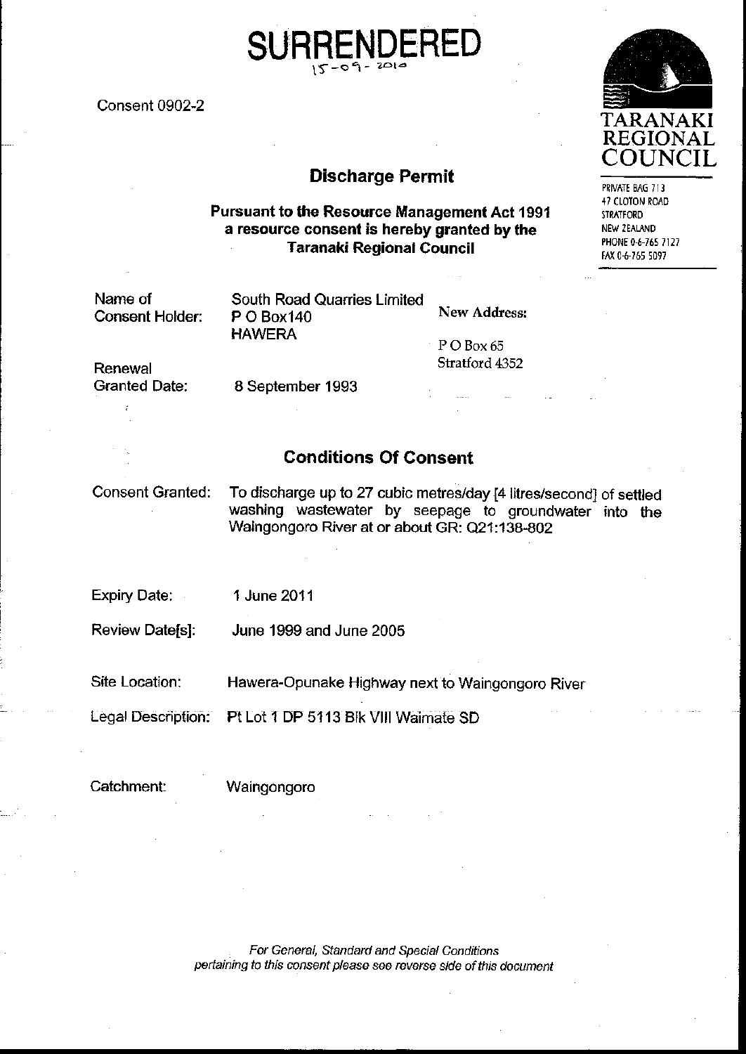# SURRENDERED

15-09-2010

Consent 0902-2

TARANAKI REGIONAL COUNCIL

PRIVATE BAG 713
47 CLOTON ROAD
STRATFORD
NEW ZEALAND
PHONE 0-6-765 7127
FAX 0-6-765 5097

## Discharge Permit

**Pursuant to the Resource Management Act 1991 a resource consent is hereby granted by the Taranaki Regional Council**

Name of Consent Holder: South Road Quarries Limited
P O Box140
HAWERA

**New Address:**
P O Box 65
Stratford 4352

Renewal Granted Date: 8 September 1993

## Conditions Of Consent

Consent Granted: To discharge up to 27 cubic metres/day [4 litres/second] of settled washing wastewater by seepage to groundwater into the Waingongoro River at or about GR: Q21:138-802

Expiry Date: 1 June 2011

Review Date[s]: June 1999 and June 2005

Site Location: Hawera-Opunake Highway next to Waingongoro River

Legal Description: Pt Lot 1 DP 5113 Blk VIII Waimate SD

Catchment: Waingongoro

*For General, Standard and Special Conditions pertaining to this consent please see reverse side of this document*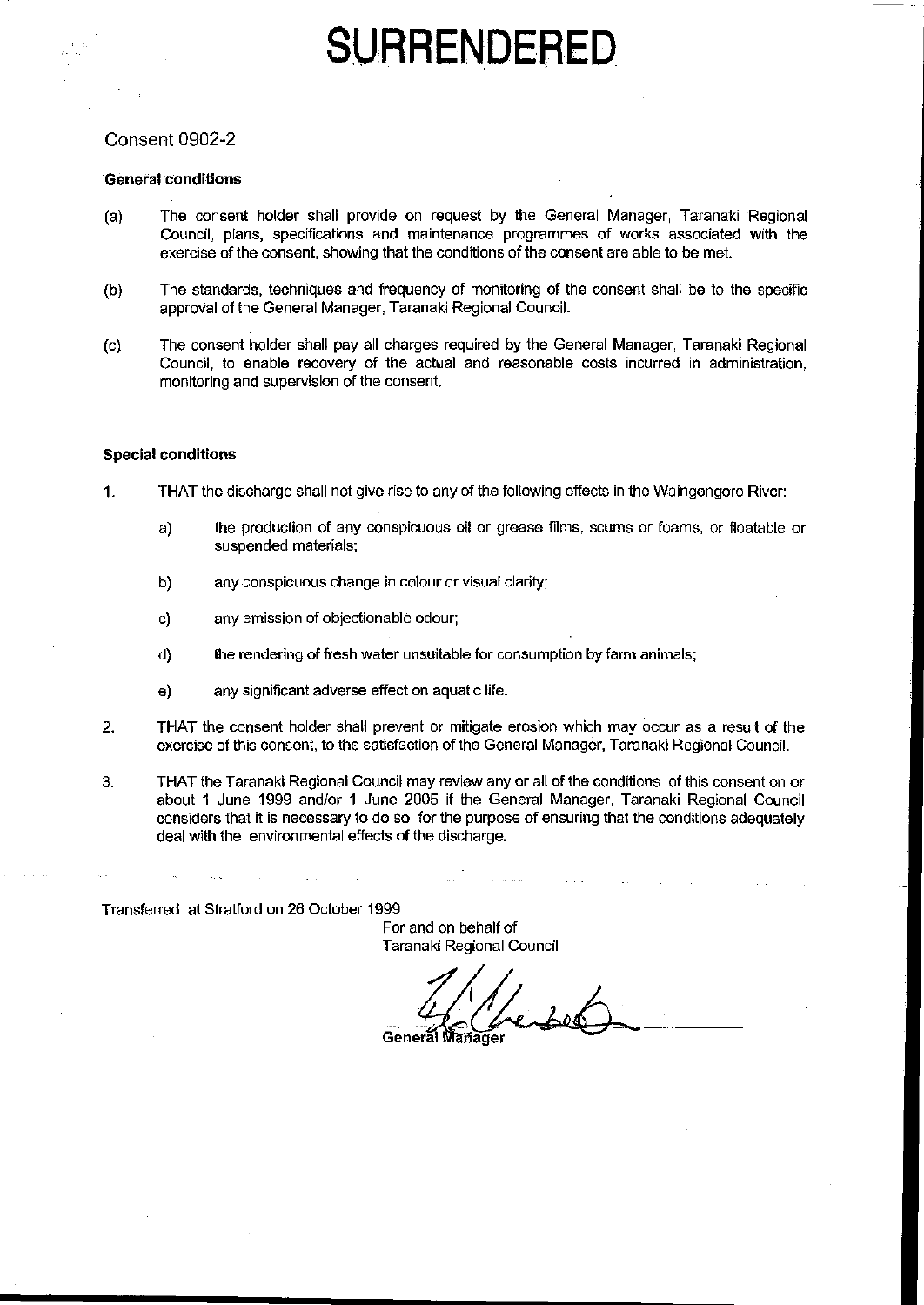# SURRENDERED

Consent 0902-2

**General conditions**

(a) The consent holder shall provide on request by the General Manager, Taranaki Regional Council, plans, specifications and maintenance programmes of works associated with the exercise of the consent, showing that the conditions of the consent are able to be met.

(b) The standards, techniques and frequency of monitoring of the consent shall be to the specific approval of the General Manager, Taranaki Regional Council.

(c) The consent holder shall pay all charges required by the General Manager, Taranaki Regional Council, to enable recovery of the actual and reasonable costs incurred in administration, monitoring and supervision of the consent.

**Special conditions**

1. THAT the discharge shall not give rise to any of the following effects in the Waingongoro River:

   a) the production of any conspicuous oil or grease films, scums or foams, or floatable or suspended materials;

   b) any conspicuous change in colour or visual clarity;

   c) any emission of objectionable odour;

   d) the rendering of fresh water unsuitable for consumption by farm animals;

   e) any significant adverse effect on aquatic life.

2. THAT the consent holder shall prevent or mitigate erosion which may occur as a result of the exercise of this consent, to the satisfaction of the General Manager, Taranaki Regional Council.

3. THAT the Taranaki Regional Council may review any or all of the conditions of this consent on or about 1 June 1999 and/or 1 June 2005 if the General Manager, Taranaki Regional Council considers that it is necessary to do so for the purpose of ensuring that the conditions adequately deal with the environmental effects of the discharge.

Transferred at Stratford on 26 October 1999

For and on behalf of
Taranaki Regional Council

General Manager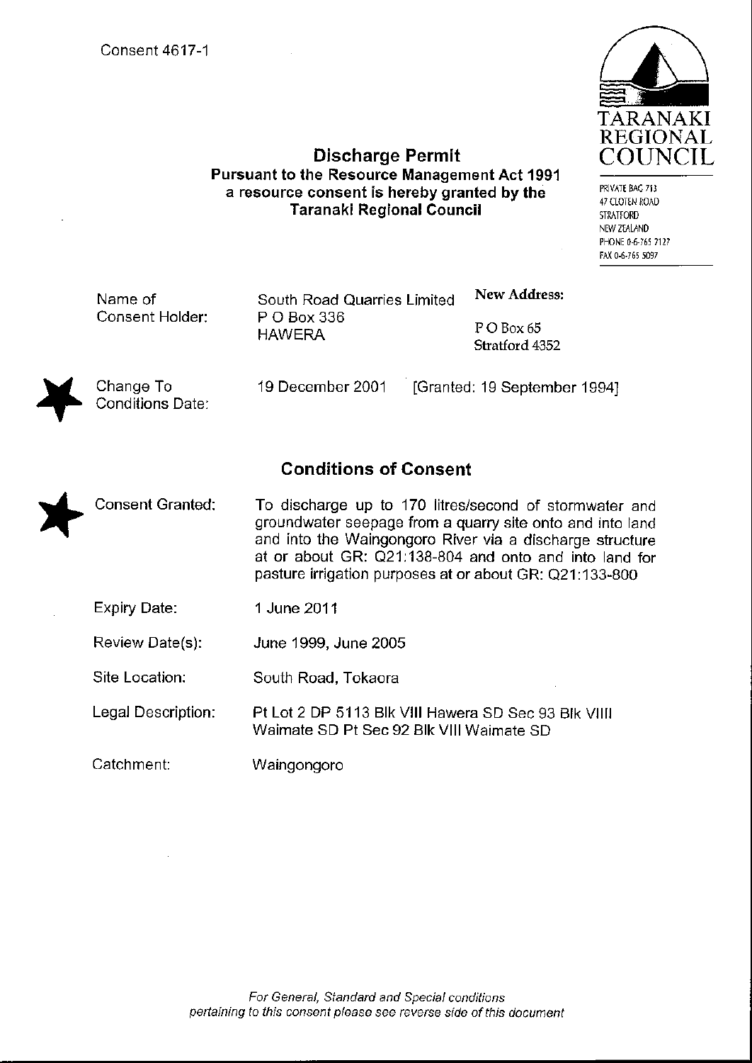Consent 4617-1

TARANAKI REGIONAL COUNCIL

PRIVATE BAG 713
47 CLOTEN ROAD
STRATFORD
NEW ZEALAND
PHONE 0-6-765 7127
FAX 0-6-765 5097

## Discharge Permit

**Pursuant to the Resource Management Act 1991 a resource consent is hereby granted by the Taranaki Regional Council**

| | | |
|---|---|---|
| Name of Consent Holder: | South Road Quarries Limited<br>P O Box 336<br>HAWERA | **New Address:**<br>P O Box 65<br>Stratford 4352 |
| Change To Conditions Date: | 19 December 2001 [Granted: 19 September 1994] | |

## Conditions of Consent

| | |
|---|---|
| Consent Granted: | To discharge up to 170 litres/second of stormwater and groundwater seepage from a quarry site onto and into land and into the Waingongoro River via a discharge structure at or about GR: Q21:138-804 and onto and into land for pasture irrigation purposes at or about GR: Q21:133-800 |
| Expiry Date: | 1 June 2011 |
| Review Date(s): | June 1999, June 2005 |
| Site Location: | South Road, Tokaora |
| Legal Description: | Pt Lot 2 DP 5113 Blk VIII Hawera SD Sec 93 Blk VIIII Waimate SD Pt Sec 92 Blk VIII Waimate SD |
| Catchment: | Waingongoro |

*For General, Standard and Special conditions pertaining to this consent please see reverse side of this document*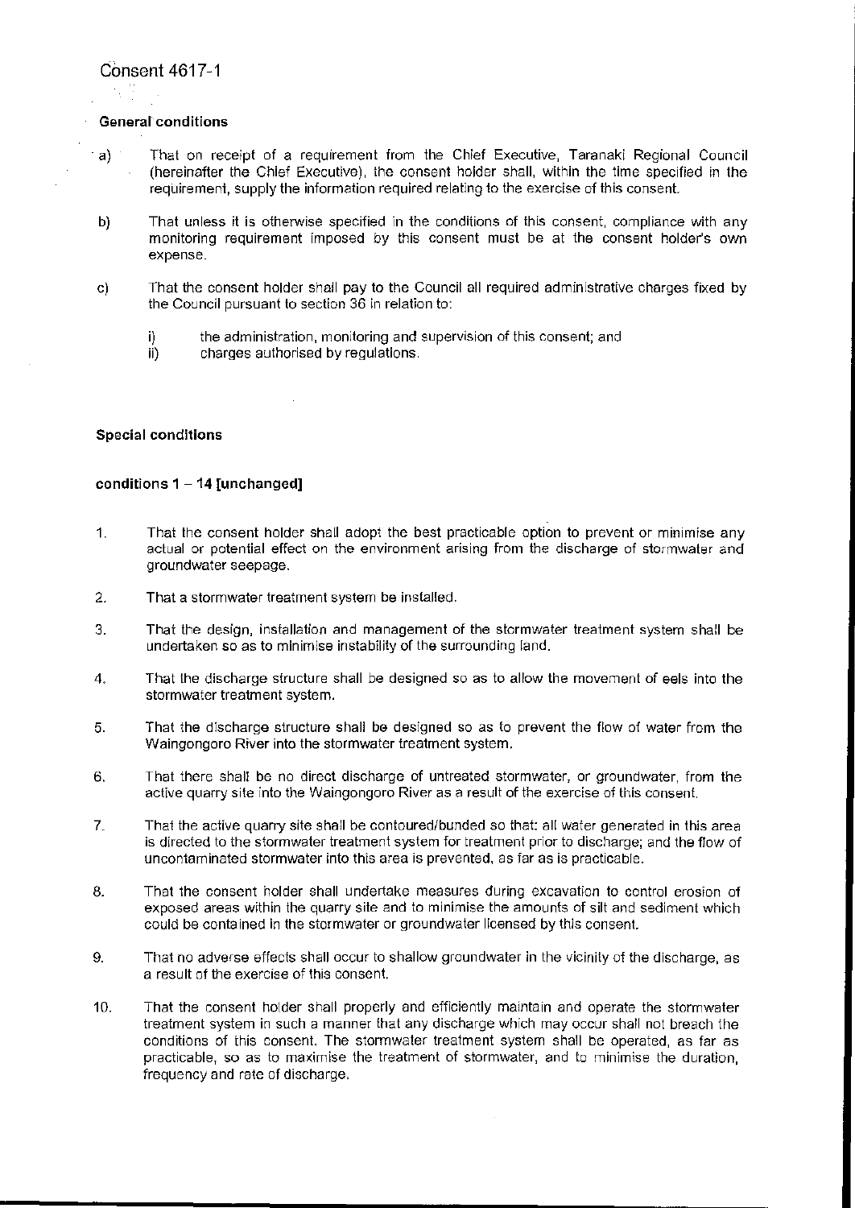Consent 4617-1

**General conditions**

a) That on receipt of a requirement from the Chief Executive, Taranaki Regional Council (hereinafter the Chief Executive), the consent holder shall, within the time specified in the requirement, supply the information required relating to the exercise of this consent.

b) That unless it is otherwise specified in the conditions of this consent, compliance with any monitoring requirement imposed by this consent must be at the consent holder's own expense.

c) That the consent holder shall pay to the Council all required administrative charges fixed by the Council pursuant to section 36 in relation to:

   i) the administration, monitoring and supervision of this consent; and
   ii) charges authorised by regulations.

**Special conditions**

**conditions 1 – 14 [unchanged]**

1. That the consent holder shall adopt the best practicable option to prevent or minimise any actual or potential effect on the environment arising from the discharge of stormwater and groundwater seepage.

2. That a stormwater treatment system be installed.

3. That the design, installation and management of the stormwater treatment system shall be undertaken so as to minimise instability of the surrounding land.

4. That the discharge structure shall be designed so as to allow the movement of eels into the stormwater treatment system.

5. That the discharge structure shall be designed so as to prevent the flow of water from the Waingongoro River into the stormwater treatment system.

6. That there shall be no direct discharge of untreated stormwater, or groundwater, from the active quarry site into the Waingongoro River as a result of the exercise of this consent.

7. That the active quarry site shall be contoured/bunded so that: all water generated in this area is directed to the stormwater treatment system for treatment prior to discharge; and the flow of uncontaminated stormwater into this area is prevented, as far as is practicable.

8. That the consent holder shall undertake measures during excavation to control erosion of exposed areas within the quarry site and to minimise the amounts of silt and sediment which could be contained in the stormwater or groundwater licensed by this consent.

9. That no adverse effects shall occur to shallow groundwater in the vicinity of the discharge, as a result of the exercise of this consent.

10. That the consent holder shall properly and efficiently maintain and operate the stormwater treatment system in such a manner that any discharge which may occur shall not breach the conditions of this consent. The stormwater treatment system shall be operated, as far as practicable, so as to maximise the treatment of stormwater, and to minimise the duration, frequency and rate of discharge.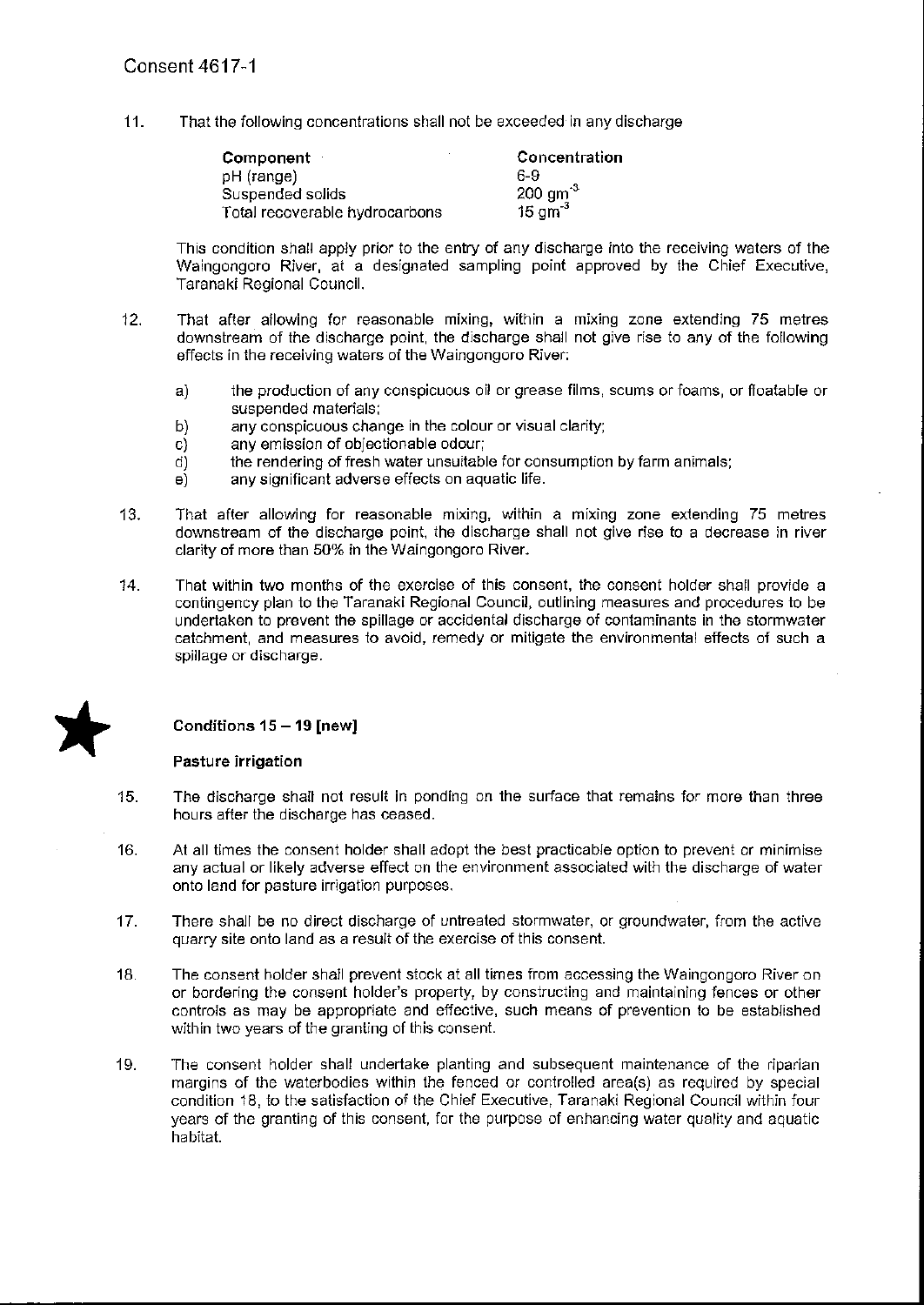Consent 4617-1

11. That the following concentrations shall not be exceeded in any discharge

| Component | Concentration |
|---|---|
| pH (range) | 6-9 |
| Suspended solids | 200 $gm^{-3}$ |
| Total recoverable hydrocarbons | 15 $gm^{-3}$ |

This condition shall apply prior to the entry of any discharge into the receiving waters of the Waingongoro River, at a designated sampling point approved by the Chief Executive, Taranaki Regional Council.

12. That after allowing for reasonable mixing, within a mixing zone extending 75 metres downstream of the discharge point, the discharge shall not give rise to any of the following effects in the receiving waters of the Waingongoro River:

    a) the production of any conspicuous oil or grease films, scums or foams, or floatable or suspended materials;
    b) any conspicuous change in the colour or visual clarity;
    c) any emission of objectionable odour;
    d) the rendering of fresh water unsuitable for consumption by farm animals;
    e) any significant adverse effects on aquatic life.

13. That after allowing for reasonable mixing, within a mixing zone extending 75 metres downstream of the discharge point, the discharge shall not give rise to a decrease in river clarity of more than 50% in the Waingongoro River.

14. That within two months of the exercise of this consent, the consent holder shall provide a contingency plan to the Taranaki Regional Council, outlining measures and procedures to be undertaken to prevent the spillage or accidental discharge of contaminants in the stormwater catchment, and measures to avoid, remedy or mitigate the environmental effects of such a spillage or discharge.

★ **Conditions 15 – 19 [new]**

**Pasture irrigation**

15. The discharge shall not result in ponding on the surface that remains for more than three hours after the discharge has ceased.

16. At all times the consent holder shall adopt the best practicable option to prevent or minimise any actual or likely adverse effect on the environment associated with the discharge of water onto land for pasture irrigation purposes.

17. There shall be no direct discharge of untreated stormwater, or groundwater, from the active quarry site onto land as a result of the exercise of this consent.

18. The consent holder shall prevent stock at all times from accessing the Waingongoro River on or bordering the consent holder's property, by constructing and maintaining fences or other controls as may be appropriate and effective, such means of prevention to be established within two years of the granting of this consent.

19. The consent holder shall undertake planting and subsequent maintenance of the riparian margins of the waterbodies within the fenced or controlled area(s) as required by special condition 18, to the satisfaction of the Chief Executive, Taranaki Regional Council within four years of the granting of this consent, for the purpose of enhancing water quality and aquatic habitat.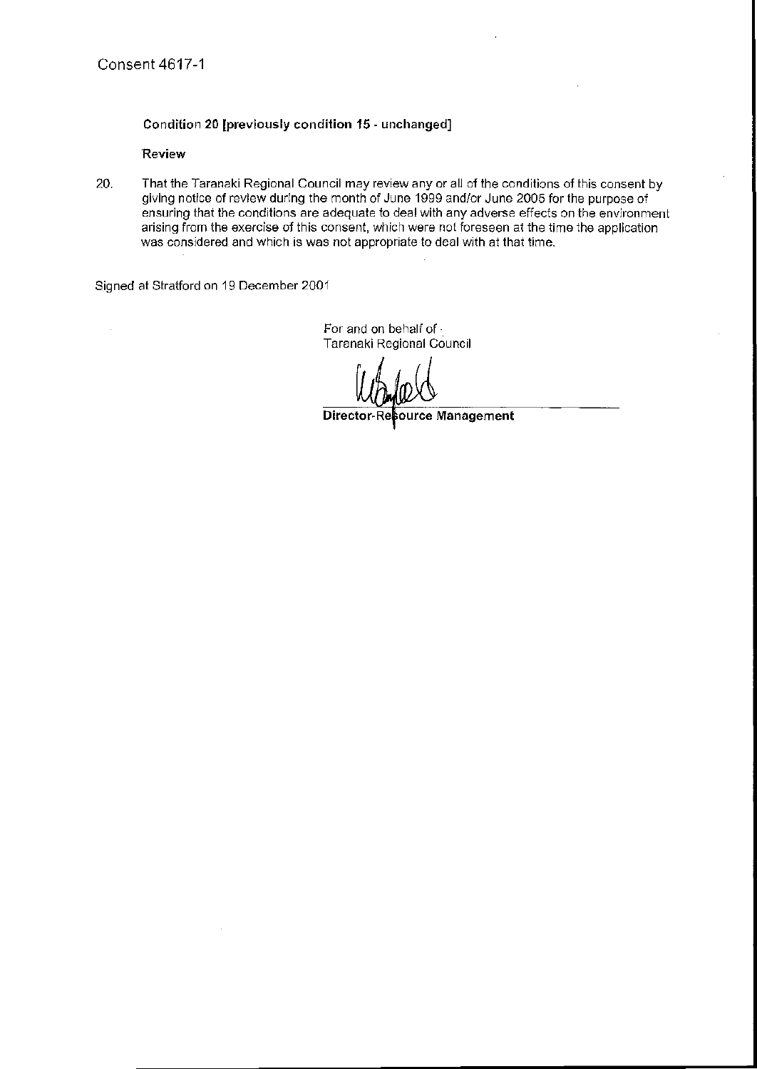Consent 4617-1

**Condition 20 [previously condition 15 - unchanged]**

**Review**

20. That the Taranaki Regional Council may review any or all of the conditions of this consent by giving notice of review during the month of June 1999 and/or June 2005 for the purpose of ensuring that the conditions are adequate to deal with any adverse effects on the environment arising from the exercise of this consent, which were not foreseen at the time the application was considered and which is was not appropriate to deal with at that time.

Signed at Stratford on 19 December 2001

For and on behalf of
Taranaki Regional Council

**Director-Resource Management**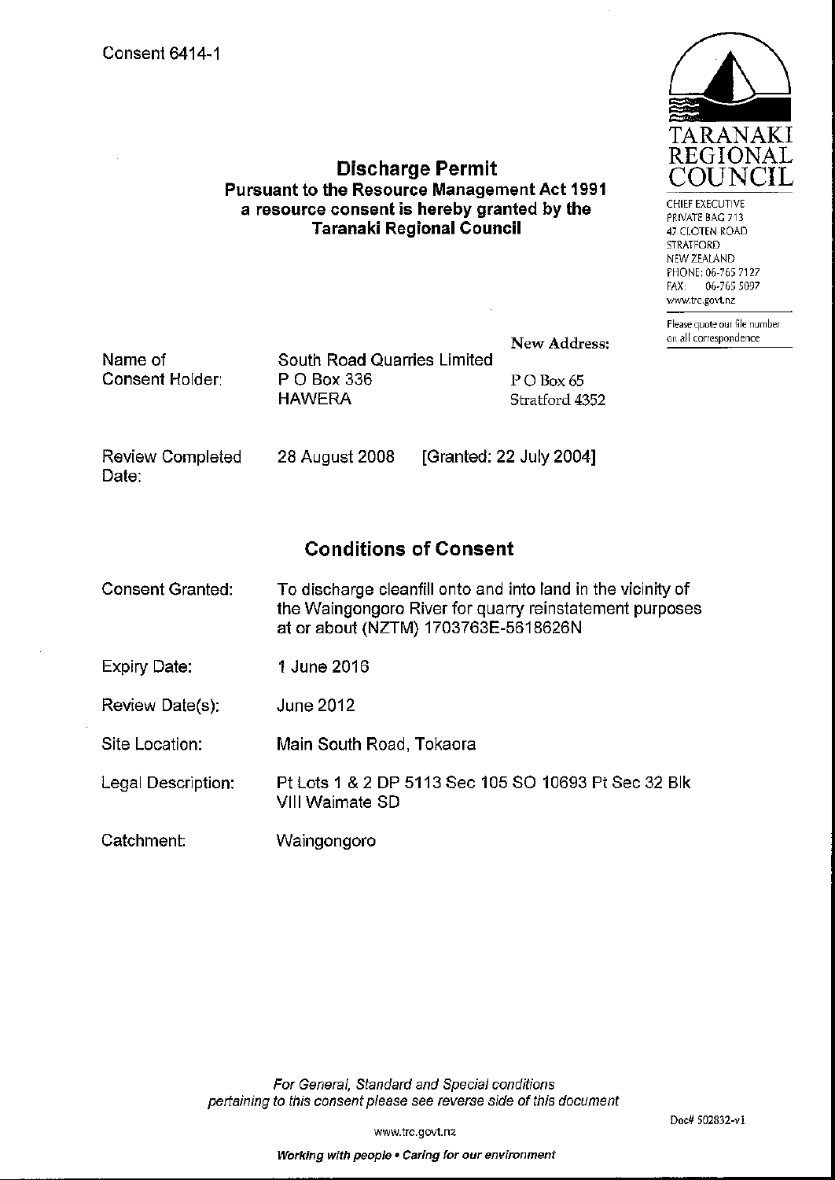Consent 6414-1

TARANAKI REGIONAL COUNCIL

CHIEF EXECUTIVE
PRIVATE BAG 713
47 CLOTEN ROAD
STRATFORD
NEW ZEALAND
PHONE: 06-765 7127
FAX: 06-765 5097
www.trc.govt.nz

Please quote our file number on all correspondence

## Discharge Permit

**Pursuant to the Resource Management Act 1991 a resource consent is hereby granted by the Taranaki Regional Council**

| | | |
|---|---|---|
| Name of Consent Holder: | South Road Quarries Limited<br>P O Box 336<br>HAWERA | New Address:<br>P O Box 65<br>Stratford 4352 |
| Review Completed Date: | 28 August 2008 [Granted: 22 July 2004] | |

## Conditions of Consent

| | |
|---|---|
| Consent Granted: | To discharge cleanfill onto and into land in the vicinity of the Waingongoro River for quarry reinstatement purposes at or about (NZTM) 1703763E-5618626N |
| Expiry Date: | 1 June 2016 |
| Review Date(s): | June 2012 |
| Site Location: | Main South Road, Tokaora |
| Legal Description: | Pt Lots 1 & 2 DP 5113 Sec 105 SO 10693 Pt Sec 32 Blk VIII Waimate SD |
| Catchment: | Waingongoro |

*For General, Standard and Special conditions pertaining to this consent please see reverse side of this document*

Doc# 502832-v1

www.trc.govt.nz

***Working with people • Caring for our environment***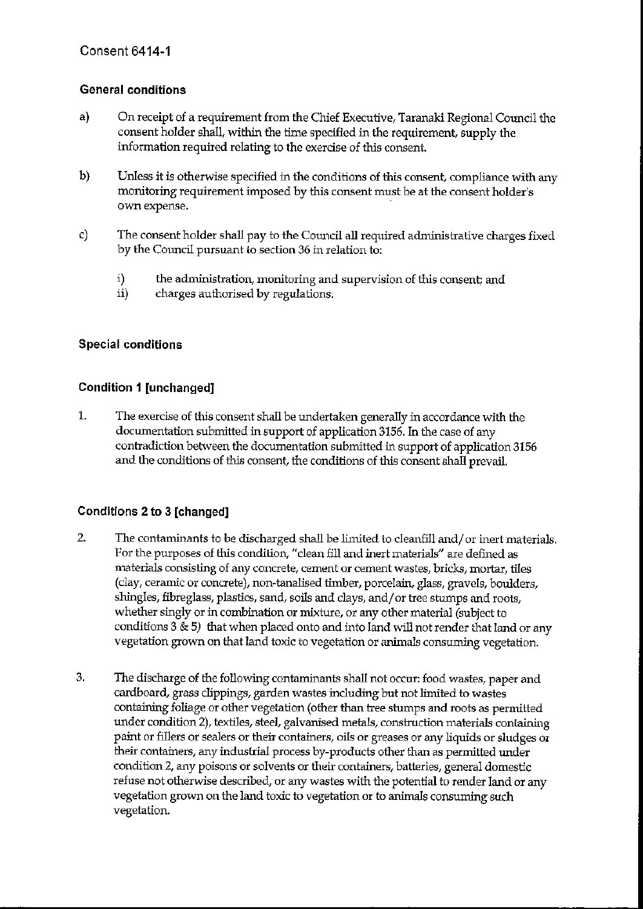Consent 6414-1

## General conditions

a) On receipt of a requirement from the Chief Executive, Taranaki Regional Council the consent holder shall, within the time specified in the requirement, supply the information required relating to the exercise of this consent.

b) Unless it is otherwise specified in the conditions of this consent, compliance with any monitoring requirement imposed by this consent must be at the consent holder's own expense.

c) The consent holder shall pay to the Council all required administrative charges fixed by the Council pursuant to section 36 in relation to:

   i) the administration, monitoring and supervision of this consent; and
   ii) charges authorised by regulations.

## Special conditions

### Condition 1 [unchanged]

1. The exercise of this consent shall be undertaken generally in accordance with the documentation submitted in support of application 3156. In the case of any contradiction between the documentation submitted in support of application 3156 and the conditions of this consent, the conditions of this consent shall prevail.

### Conditions 2 to 3 [changed]

2. The contaminants to be discharged shall be limited to cleanfill and/or inert materials. For the purposes of this condition, "clean fill and inert materials" are defined as materials consisting of any concrete, cement or cement wastes, bricks, mortar, tiles (clay, ceramic or concrete), non-tanalised timber, porcelain, glass, gravels, boulders, shingles, fibreglass, plastics, sand, soils and clays, and/or tree stumps and roots, whether singly or in combination or mixture, or any other material (subject to conditions 3 & 5) that when placed onto and into land will not render that land or any vegetation grown on that land toxic to vegetation or animals consuming vegetation.

3. The discharge of the following contaminants shall not occur: food wastes, paper and cardboard, grass clippings, garden wastes including but not limited to wastes containing foliage or other vegetation (other than tree stumps and roots as permitted under condition 2), textiles, steel, galvanised metals, construction materials containing paint or fillers or sealers or their containers, oils or greases or any liquids or sludges or their containers, any industrial process by-products other than as permitted under condition 2, any poisons or solvents or their containers, batteries, general domestic refuse not otherwise described, or any wastes with the potential to render land or any vegetation grown on the land toxic to vegetation or to animals consuming such vegetation.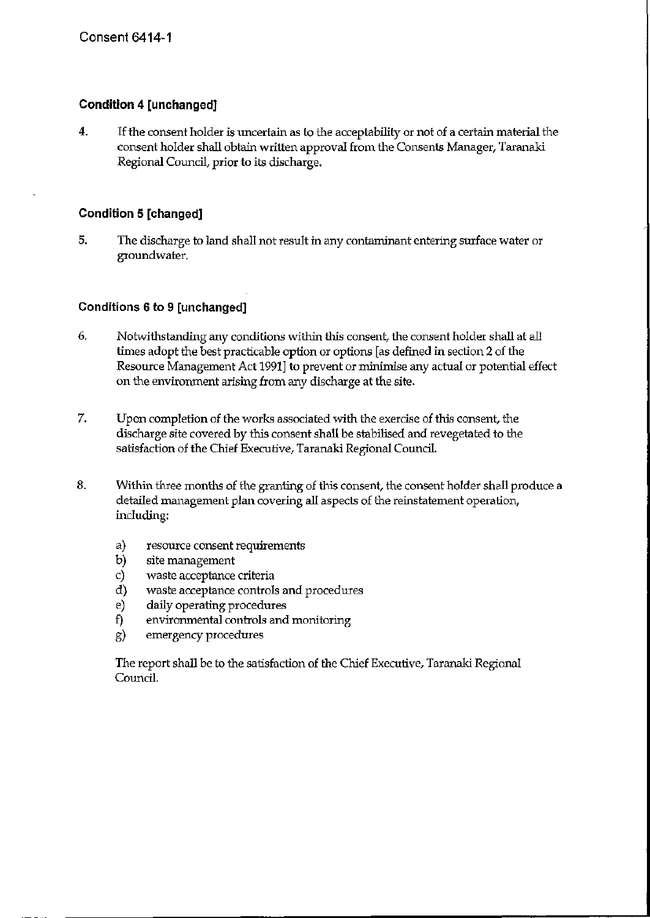Consent 6414-1

### Condition 4 [unchanged]

4. If the consent holder is uncertain as to the acceptability or not of a certain material the consent holder shall obtain written approval from the Consents Manager, Taranaki Regional Council, prior to its discharge.

### Condition 5 [changed]

5. The discharge to land shall not result in any contaminant entering surface water or groundwater.

### Conditions 6 to 9 [unchanged]

6. Notwithstanding any conditions within this consent, the consent holder shall at all times adopt the best practicable option or options [as defined in section 2 of the Resource Management Act 1991] to prevent or minimise any actual or potential effect on the environment arising from any discharge at the site.

7. Upon completion of the works associated with the exercise of this consent, the discharge site covered by this consent shall be stabilised and revegetated to the satisfaction of the Chief Executive, Taranaki Regional Council.

8. Within three months of the granting of this consent, the consent holder shall produce a detailed management plan covering all aspects of the reinstatement operation, including:

   a) resource consent requirements
   b) site management
   c) waste acceptance criteria
   d) waste acceptance controls and procedures
   e) daily operating procedures
   f) environmental controls and monitoring
   g) emergency procedures

   The report shall be to the satisfaction of the Chief Executive, Taranaki Regional Council.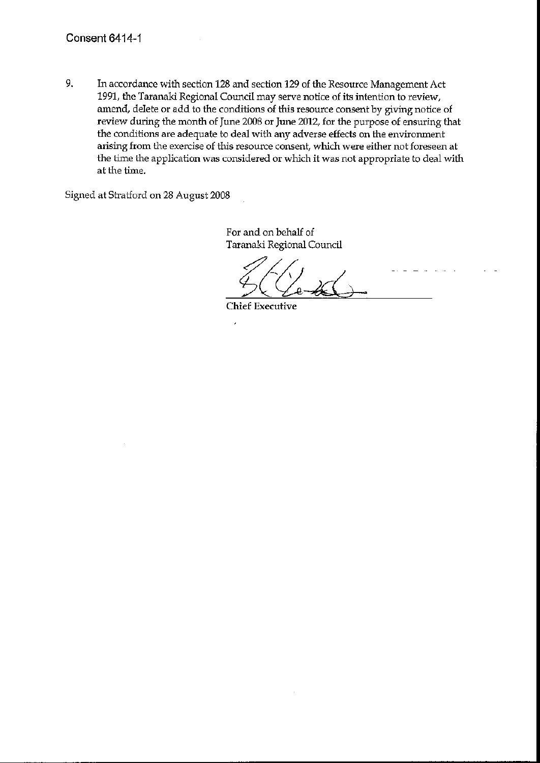Consent 6414-1

9. In accordance with section 128 and section 129 of the Resource Management Act 1991, the Taranaki Regional Council may serve notice of its intention to review, amend, delete or add to the conditions of this resource consent by giving notice of review during the month of June 2008 or June 2012, for the purpose of ensuring that the conditions are adequate to deal with any adverse effects on the environment arising from the exercise of this resource consent, which were either not foreseen at the time the application was considered or which it was not appropriate to deal with at the time.

Signed at Stratford on 28 August 2008

For and on behalf of
Taranaki Regional Council

Chief Executive